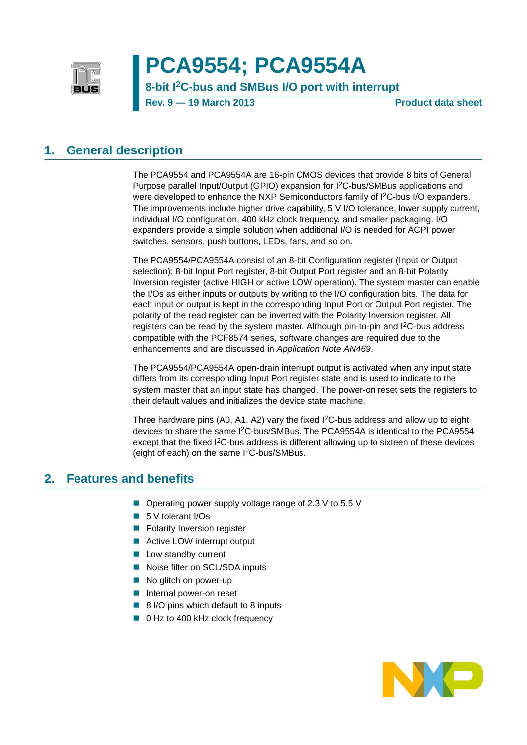# PCA9554; PCA9554A

**8-bit I²C-bus and SMBus I/O port with interrupt**

**Rev. 9 — 19 March 2013** **Product data sheet**

## 1. General description

The PCA9554 and PCA9554A are 16-pin CMOS devices that provide 8 bits of General Purpose parallel Input/Output (GPIO) expansion for I²C-bus/SMBus applications and were developed to enhance the NXP Semiconductors family of I²C-bus I/O expanders. The improvements include higher drive capability, 5 V I/O tolerance, lower supply current, individual I/O configuration, 400 kHz clock frequency, and smaller packaging. I/O expanders provide a simple solution when additional I/O is needed for ACPI power switches, sensors, push buttons, LEDs, fans, and so on.

The PCA9554/PCA9554A consist of an 8-bit Configuration register (Input or Output selection); 8-bit Input Port register, 8-bit Output Port register and an 8-bit Polarity Inversion register (active HIGH or active LOW operation). The system master can enable the I/Os as either inputs or outputs by writing to the I/O configuration bits. The data for each input or output is kept in the corresponding Input Port or Output Port register. The polarity of the read register can be inverted with the Polarity Inversion register. All registers can be read by the system master. Although pin-to-pin and I²C-bus address compatible with the PCF8574 series, software changes are required due to the enhancements and are discussed in *Application Note AN469*.

The PCA9554/PCA9554A open-drain interrupt output is activated when any input state differs from its corresponding Input Port register state and is used to indicate to the system master that an input state has changed. The power-on reset sets the registers to their default values and initializes the device state machine.

Three hardware pins (A0, A1, A2) vary the fixed I²C-bus address and allow up to eight devices to share the same I²C-bus/SMBus. The PCA9554A is identical to the PCA9554 except that the fixed I²C-bus address is different allowing up to sixteen of these devices (eight of each) on the same I²C-bus/SMBus.

## 2. Features and benefits

- Operating power supply voltage range of 2.3 V to 5.5 V
- 5 V tolerant I/Os
- Polarity Inversion register
- Active LOW interrupt output
- Low standby current
- Noise filter on SCL/SDA inputs
- No glitch on power-up
- Internal power-on reset
- 8 I/O pins which default to 8 inputs
- 0 Hz to 400 kHz clock frequency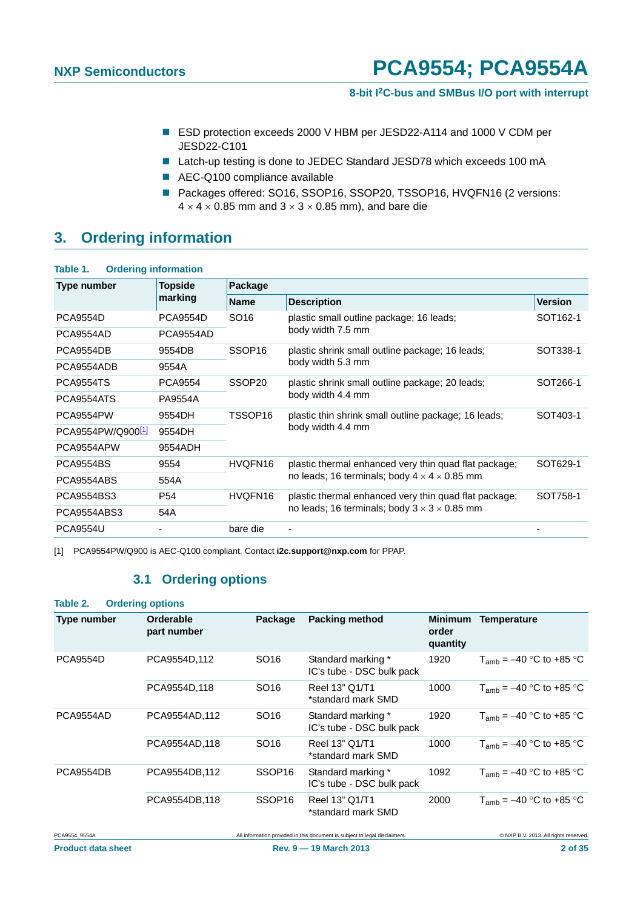- ESD protection exceeds 2000 V HBM per JESD22-A114 and 1000 V CDM per JESD22-C101
- Latch-up testing is done to JEDEC Standard JESD78 which exceeds 100 mA
- AEC-Q100 compliance available
- Packages offered: SO16, SSOP16, SSOP20, TSSOP16, HVQFN16 (2 versions: 4 × 4 × 0.85 mm and 3 × 3 × 0.85 mm), and bare die

# 3. Ordering information

**Table 1. Ordering information**

| Type number | Topside marking | Package | | |
|---|---|---|---|---|
| | | Name | Description | Version |
| PCA9554D | PCA9554D | SO16 | plastic small outline package; 16 leads; body width 7.5 mm | SOT162-1 |
| PCA9554AD | PCA9554AD | | | |
| PCA9554DB | 9554DB | SSOP16 | plastic shrink small outline package; 16 leads; body width 5.3 mm | SOT338-1 |
| PCA9554ADB | 9554A | | | |
| PCA9554TS | PCA9554 | SSOP20 | plastic shrink small outline package; 20 leads; body width 4.4 mm | SOT266-1 |
| PCA9554ATS | PA9554A | | | |
| PCA9554PW | 9554DH | TSSOP16 | plastic thin shrink small outline package; 16 leads; body width 4.4 mm | SOT403-1 |
| PCA9554PW/Q900[1] | 9554DH | | | |
| PCA9554APW | 9554ADH | | | |
| PCA9554BS | 9554 | HVQFN16 | plastic thermal enhanced very thin quad flat package; no leads; 16 terminals; body 4 × 4 × 0.85 mm | SOT629-1 |
| PCA9554ABS | 554A | | | |
| PCA9554BS3 | P54 | HVQFN16 | plastic thermal enhanced very thin quad flat package; no leads; 16 terminals; body 3 × 3 × 0.85 mm | SOT758-1 |
| PCA9554ABS3 | 54A | | | |
| PCA9554U | - | bare die | - | - |

[1] PCA9554PW/Q900 is AEC-Q100 compliant. Contact **i2c.support@nxp.com** for PPAP.

## 3.1 Ordering options

**Table 2. Ordering options**

| Type number | Orderable part number | Package | Packing method | Minimum order quantity | Temperature |
|---|---|---|---|---|---|
| PCA9554D | PCA9554D,112 | SO16 | Standard marking * IC's tube - DSC bulk pack | 1920 | $T_{amb}$ = −40 °C to +85 °C |
| | PCA9554D,118 | SO16 | Reel 13" Q1/T1 *standard mark SMD | 1000 | $T_{amb}$ = −40 °C to +85 °C |
| PCA9554AD | PCA9554AD,112 | SO16 | Standard marking * IC's tube - DSC bulk pack | 1920 | $T_{amb}$ = −40 °C to +85 °C |
| | PCA9554AD,118 | SO16 | Reel 13" Q1/T1 *standard mark SMD | 1000 | $T_{amb}$ = −40 °C to +85 °C |
| PCA9554DB | PCA9554DB,112 | SSOP16 | Standard marking * IC's tube - DSC bulk pack | 1092 | $T_{amb}$ = −40 °C to +85 °C |
| | PCA9554DB,118 | SSOP16 | Reel 13" Q1/T1 *standard mark SMD | 2000 | $T_{amb}$ = −40 °C to +85 °C |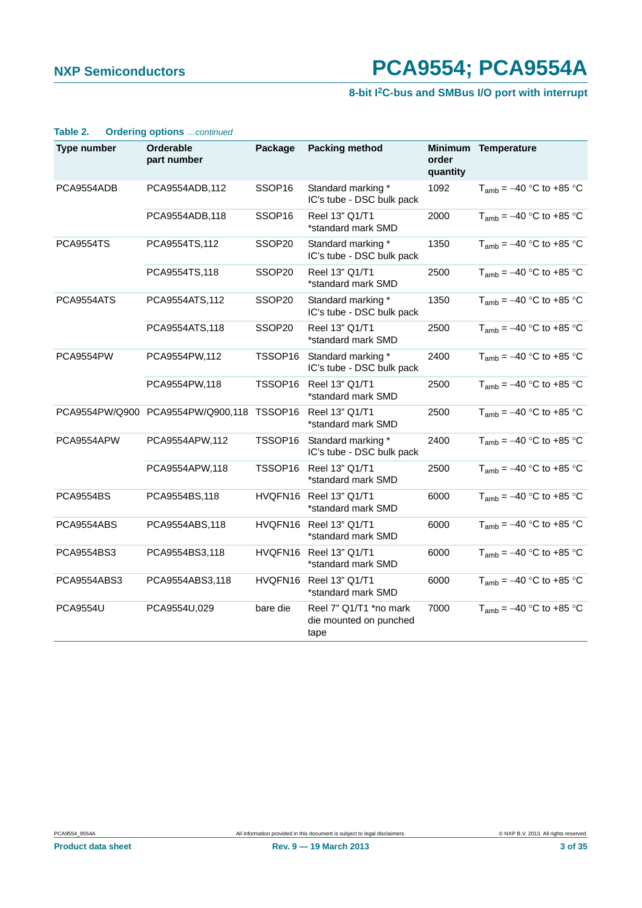**Table 2. Ordering options** *...continued*

| Type number | Orderable part number | Package | Packing method | Minimum order quantity | Temperature |
|---|---|---|---|---|---|
| PCA9554ADB | PCA9554ADB,112 | SSOP16 | Standard marking * IC's tube - DSC bulk pack | 1092 | $T_{amb}$ = −40 °C to +85 °C |
| | PCA9554ADB,118 | SSOP16 | Reel 13" Q1/T1 *standard mark SMD | 2000 | $T_{amb}$ = −40 °C to +85 °C |
| PCA9554TS | PCA9554TS,112 | SSOP20 | Standard marking * IC's tube - DSC bulk pack | 1350 | $T_{amb}$ = −40 °C to +85 °C |
| | PCA9554TS,118 | SSOP20 | Reel 13" Q1/T1 *standard mark SMD | 2500 | $T_{amb}$ = −40 °C to +85 °C |
| PCA9554ATS | PCA9554ATS,112 | SSOP20 | Standard marking * IC's tube - DSC bulk pack | 1350 | $T_{amb}$ = −40 °C to +85 °C |
| | PCA9554ATS,118 | SSOP20 | Reel 13" Q1/T1 *standard mark SMD | 2500 | $T_{amb}$ = −40 °C to +85 °C |
| PCA9554PW | PCA9554PW,112 | TSSOP16 | Standard marking * IC's tube - DSC bulk pack | 2400 | $T_{amb}$ = −40 °C to +85 °C |
| | PCA9554PW,118 | TSSOP16 | Reel 13" Q1/T1 *standard mark SMD | 2500 | $T_{amb}$ = −40 °C to +85 °C |
| PCA9554PW/Q900 | PCA9554PW/Q900,118 | TSSOP16 | Reel 13" Q1/T1 *standard mark SMD | 2500 | $T_{amb}$ = −40 °C to +85 °C |
| PCA9554APW | PCA9554APW,112 | TSSOP16 | Standard marking * IC's tube - DSC bulk pack | 2400 | $T_{amb}$ = −40 °C to +85 °C |
| | PCA9554APW,118 | TSSOP16 | Reel 13" Q1/T1 *standard mark SMD | 2500 | $T_{amb}$ = −40 °C to +85 °C |
| PCA9554BS | PCA9554BS,118 | HVQFN16 | Reel 13" Q1/T1 *standard mark SMD | 6000 | $T_{amb}$ = −40 °C to +85 °C |
| PCA9554ABS | PCA9554ABS,118 | HVQFN16 | Reel 13" Q1/T1 *standard mark SMD | 6000 | $T_{amb}$ = −40 °C to +85 °C |
| PCA9554BS3 | PCA9554BS3,118 | HVQFN16 | Reel 13" Q1/T1 *standard mark SMD | 6000 | $T_{amb}$ = −40 °C to +85 °C |
| PCA9554ABS3 | PCA9554ABS3,118 | HVQFN16 | Reel 13" Q1/T1 *standard mark SMD | 6000 | $T_{amb}$ = −40 °C to +85 °C |
| PCA9554U | PCA9554U,029 | bare die | Reel 7" Q1/T1 *no mark die mounted on punched tape | 7000 | $T_{amb}$ = −40 °C to +85 °C |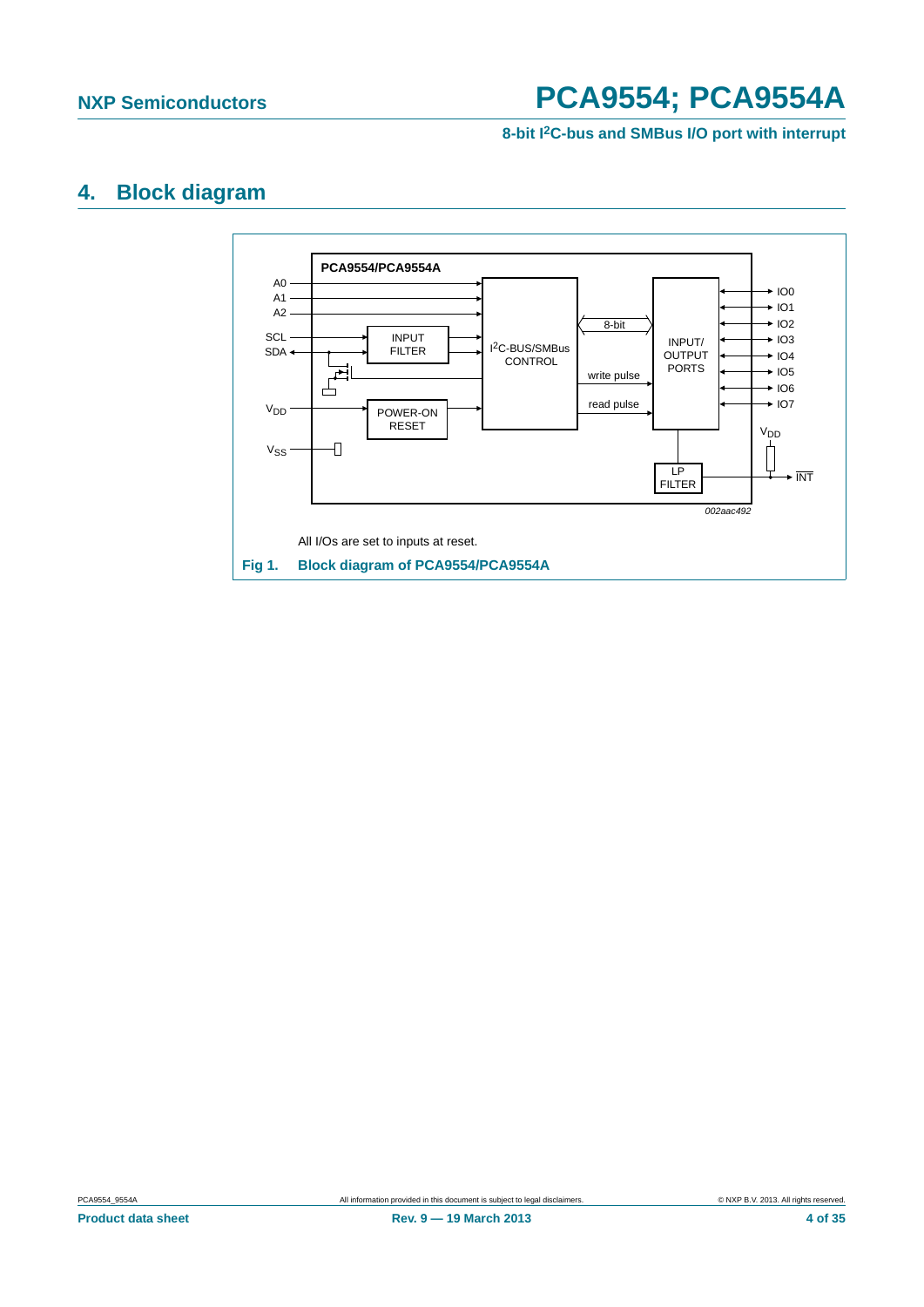# 4. Block diagram

All I/Os are set to inputs at reset.

**Fig 1. Block diagram of PCA9554/PCA9554A**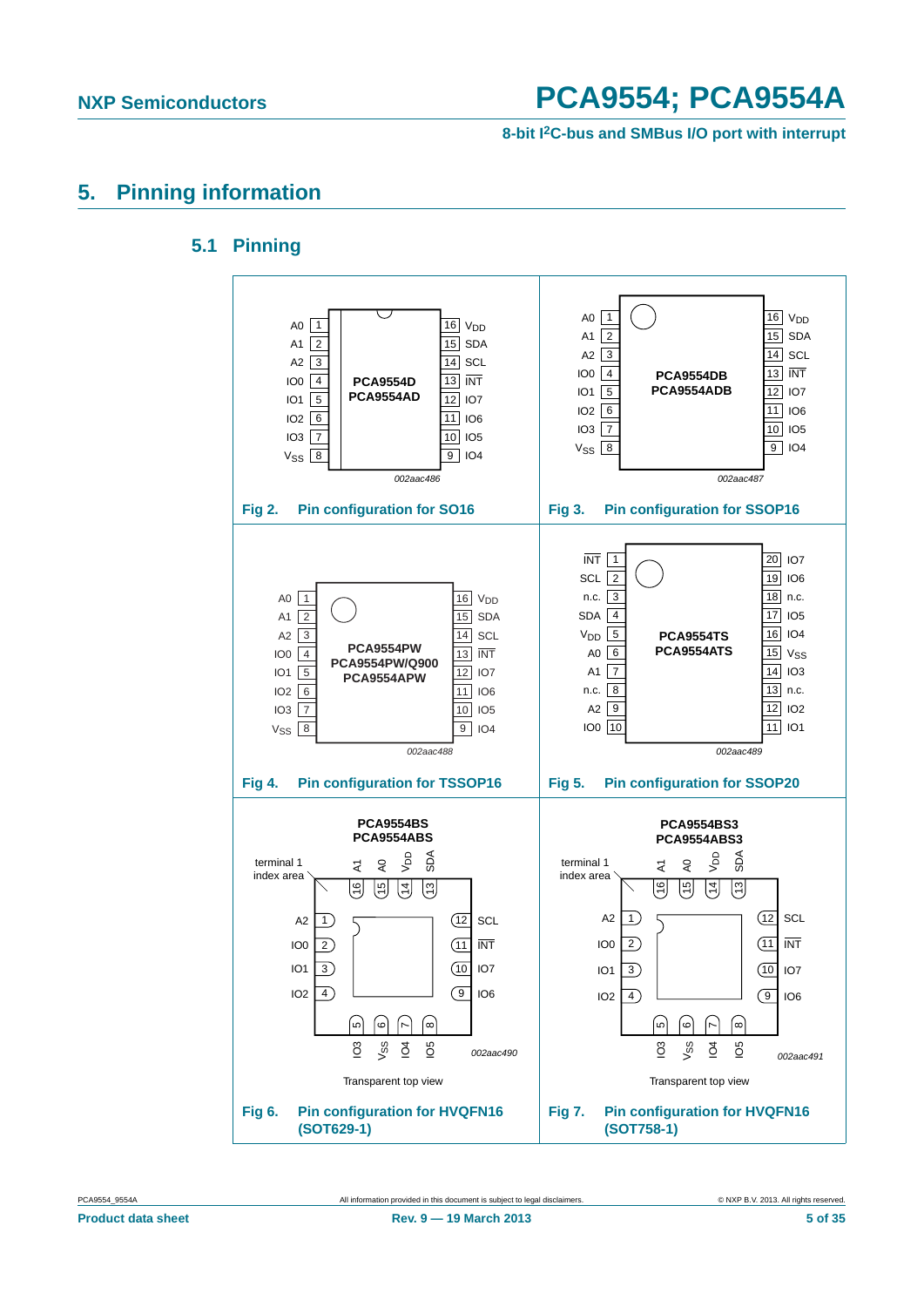# 5. Pinning information

## 5.1 Pinning

**PCA9554D / PCA9554AD**

| Pin | Name | Pin | Name |
|---|---|---|---|
| 1 | A0 | 16 | $V_{DD}$ |
| 2 | A1 | 15 | SDA |
| 3 | A2 | 14 | SCL |
| 4 | IO0 | 13 | $\overline{INT}$ |
| 5 | IO1 | 12 | IO7 |
| 6 | IO2 | 11 | IO6 |
| 7 | IO3 | 10 | IO5 |
| 8 | $V_{SS}$ | 9 | IO4 |

002aac486

**Fig 2. Pin configuration for SO16**

**PCA9554DB / PCA9554ADB**

| Pin | Name | Pin | Name |
|---|---|---|---|
| 1 | A0 | 16 | $V_{DD}$ |
| 2 | A1 | 15 | SDA |
| 3 | A2 | 14 | SCL |
| 4 | IO0 | 13 | $\overline{INT}$ |
| 5 | IO1 | 12 | IO7 |
| 6 | IO2 | 11 | IO6 |
| 7 | IO3 | 10 | IO5 |
| 8 | $V_{SS}$ | 9 | IO4 |

002aac487

**Fig 3. Pin configuration for SSOP16**

**PCA9554PW / PCA9554PW/Q900 / PCA9554APW**

| Pin | Name | Pin | Name |
|---|---|---|---|
| 1 | A0 | 16 | $V_{DD}$ |
| 2 | A1 | 15 | SDA |
| 3 | A2 | 14 | SCL |
| 4 | IO0 | 13 | $\overline{INT}$ |
| 5 | IO1 | 12 | IO7 |
| 6 | IO2 | 11 | IO6 |
| 7 | IO3 | 10 | IO5 |
| 8 | $V_{SS}$ | 9 | IO4 |

002aac488

**Fig 4. Pin configuration for TSSOP16**

**PCA9554TS / PCA9554ATS**

| Pin | Name | Pin | Name |
|---|---|---|---|
| 1 | $\overline{INT}$ | 20 | IO7 |
| 2 | SCL | 19 | IO6 |
| 3 | n.c. | 18 | n.c. |
| 4 | SDA | 17 | IO5 |
| 5 | $V_{DD}$ | 16 | IO4 |
| 6 | A0 | 15 | $V_{SS}$ |
| 7 | A1 | 14 | IO3 |
| 8 | n.c. | 13 | n.c. |
| 9 | A2 | 12 | IO2 |
| 10 | IO0 | 11 | IO1 |

002aac489

**Fig 5. Pin configuration for SSOP20**

**PCA9554BS / PCA9554ABS**

terminal 1 index area

| Pin | Name | Pin | Name |
|---|---|---|---|
| 1 | A2 | 9 | IO6 |
| 2 | IO0 | 10 | IO7 |
| 3 | IO1 | 11 | $\overline{INT}$ |
| 4 | IO2 | 12 | SCL |
| 5 | IO3 | 13 | SDA |
| 6 | $V_{SS}$ | 14 | $V_{DD}$ |
| 7 | IO4 | 15 | A0 |
| 8 | IO5 | 16 | A1 |

002aac490

Transparent top view

**Fig 6. Pin configuration for HVQFN16 (SOT629-1)**

**PCA9554BS3 / PCA9554ABS3**

terminal 1 index area

| Pin | Name | Pin | Name |
|---|---|---|---|
| 1 | A2 | 9 | IO6 |
| 2 | IO0 | 10 | IO7 |
| 3 | IO1 | 11 | $\overline{INT}$ |
| 4 | IO2 | 12 | SCL |
| 5 | IO3 | 13 | SDA |
| 6 | $V_{SS}$ | 14 | $V_{DD}$ |
| 7 | IO4 | 15 | A0 |
| 8 | IO5 | 16 | A1 |

002aac491

Transparent top view

**Fig 7. Pin configuration for HVQFN16 (SOT758-1)**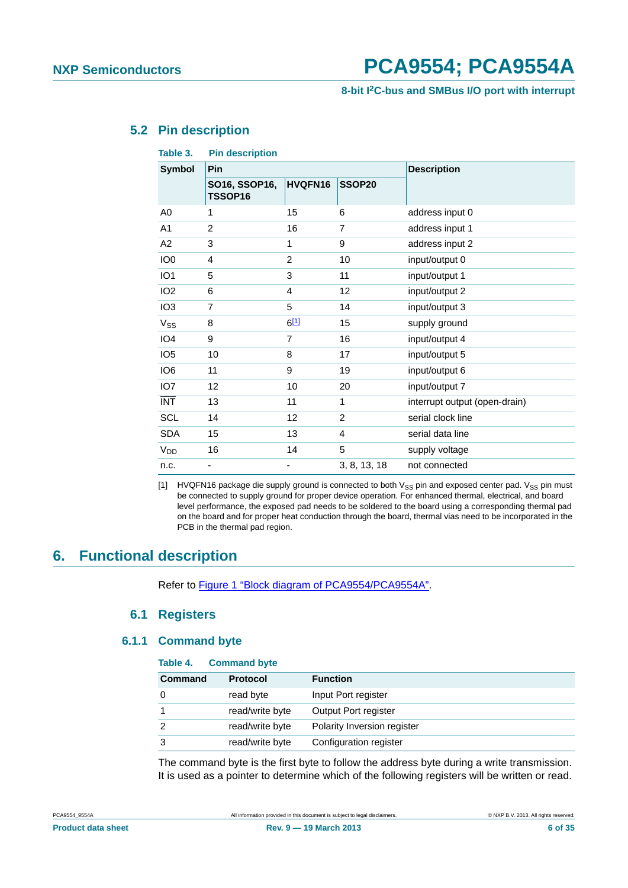### 5.2 Pin description

**Table 3. Pin description**

| Symbol | Pin | | | Description |
|---|---|---|---|---|
| | SO16, SSOP16, TSSOP16 | HVQFN16 | SSOP20 | |
| A0 | 1 | 15 | 6 | address input 0 |
| A1 | 2 | 16 | 7 | address input 1 |
| A2 | 3 | 1 | 9 | address input 2 |
| IO0 | 4 | 2 | 10 | input/output 0 |
| IO1 | 5 | 3 | 11 | input/output 1 |
| IO2 | 6 | 4 | 12 | input/output 2 |
| IO3 | 7 | 5 | 14 | input/output 3 |
| $V_{SS}$ | 8 | 6[1] | 15 | supply ground |
| IO4 | 9 | 7 | 16 | input/output 4 |
| IO5 | 10 | 8 | 17 | input/output 5 |
| IO6 | 11 | 9 | 19 | input/output 6 |
| IO7 | 12 | 10 | 20 | input/output 7 |
| $\overline{INT}$ | 13 | 11 | 1 | interrupt output (open-drain) |
| SCL | 14 | 12 | 2 | serial clock line |
| SDA | 15 | 13 | 4 | serial data line |
| $V_{DD}$ | 16 | 14 | 5 | supply voltage |
| n.c. | - | - | 3, 8, 13, 18 | not connected |

[1] HVQFN16 package die supply ground is connected to both $V_{SS}$ pin and exposed center pad. $V_{SS}$ pin must be connected to supply ground for proper device operation. For enhanced thermal, electrical, and board level performance, the exposed pad needs to be soldered to the board using a corresponding thermal pad on the board and for proper heat conduction through the board, thermal vias need to be incorporated in the PCB in the thermal pad region.

## 6. Functional description

Refer to Figure 1 "Block diagram of PCA9554/PCA9554A".

### 6.1 Registers

#### 6.1.1 Command byte

**Table 4. Command byte**

| Command | Protocol | Function |
|---|---|---|
| 0 | read byte | Input Port register |
| 1 | read/write byte | Output Port register |
| 2 | read/write byte | Polarity Inversion register |
| 3 | read/write byte | Configuration register |

The command byte is the first byte to follow the address byte during a write transmission. It is used as a pointer to determine which of the following registers will be written or read.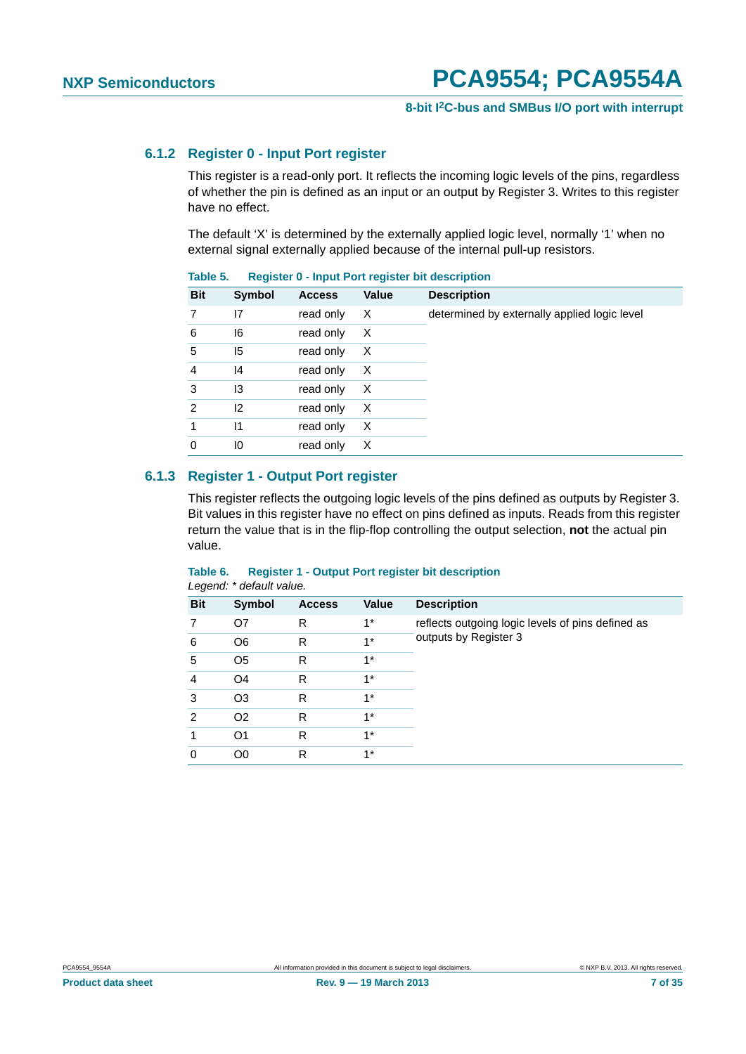### 6.1.2 Register 0 - Input Port register

This register is a read-only port. It reflects the incoming logic levels of the pins, regardless of whether the pin is defined as an input or an output by Register 3. Writes to this register have no effect.

The default 'X' is determined by the externally applied logic level, normally '1' when no external signal externally applied because of the internal pull-up resistors.

**Table 5. Register 0 - Input Port register bit description**

| Bit | Symbol | Access | Value | Description |
|---|---|---|---|---|
| 7 | I7 | read only | X | determined by externally applied logic level |
| 6 | I6 | read only | X | |
| 5 | I5 | read only | X | |
| 4 | I4 | read only | X | |
| 3 | I3 | read only | X | |
| 2 | I2 | read only | X | |
| 1 | I1 | read only | X | |
| 0 | I0 | read only | X | |

### 6.1.3 Register 1 - Output Port register

This register reflects the outgoing logic levels of the pins defined as outputs by Register 3. Bit values in this register have no effect on pins defined as inputs. Reads from this register return the value that is in the flip-flop controlling the output selection, **not** the actual pin value.

**Table 6. Register 1 - Output Port register bit description**

*Legend: * default value.*

| Bit | Symbol | Access | Value | Description |
|---|---|---|---|---|
| 7 | O7 | R | 1* | reflects outgoing logic levels of pins defined as outputs by Register 3 |
| 6 | O6 | R | 1* | |
| 5 | O5 | R | 1* | |
| 4 | O4 | R | 1* | |
| 3 | O3 | R | 1* | |
| 2 | O2 | R | 1* | |
| 1 | O1 | R | 1* | |
| 0 | O0 | R | 1* | |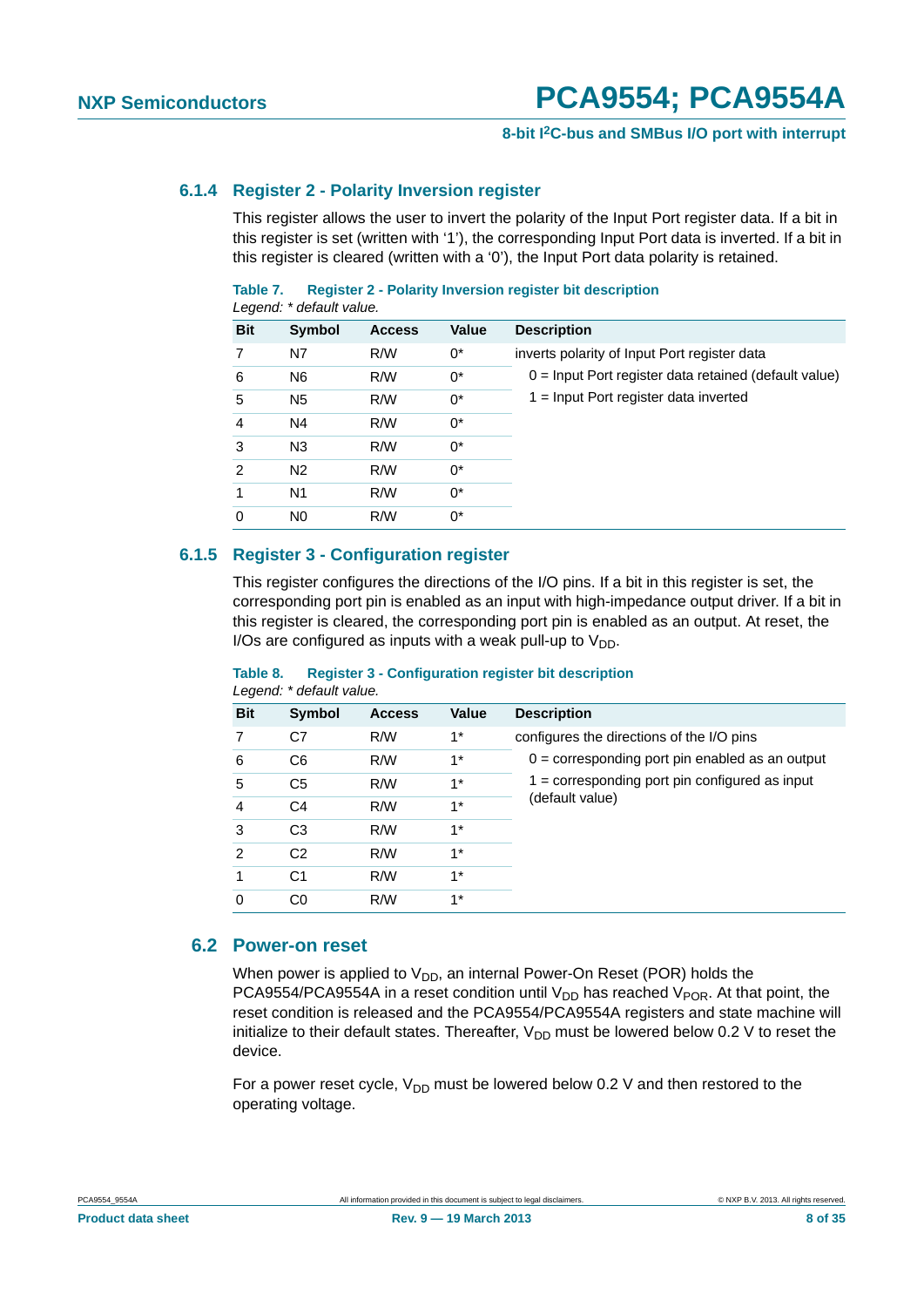#### 6.1.4 Register 2 - Polarity Inversion register

This register allows the user to invert the polarity of the Input Port register data. If a bit in this register is set (written with '1'), the corresponding Input Port data is inverted. If a bit in this register is cleared (written with a '0'), the Input Port data polarity is retained.

**Table 7. Register 2 - Polarity Inversion register bit description**

*Legend: * default value.*

| Bit | Symbol | Access | Value | Description |
|---|---|---|---|---|
| 7 | N7 | R/W | 0* | inverts polarity of Input Port register data<br>0 = Input Port register data retained (default value)<br>1 = Input Port register data inverted |
| 6 | N6 | R/W | 0* | |
| 5 | N5 | R/W | 0* | |
| 4 | N4 | R/W | 0* | |
| 3 | N3 | R/W | 0* | |
| 2 | N2 | R/W | 0* | |
| 1 | N1 | R/W | 0* | |
| 0 | N0 | R/W | 0* | |

#### 6.1.5 Register 3 - Configuration register

This register configures the directions of the I/O pins. If a bit in this register is set, the corresponding port pin is enabled as an input with high-impedance output driver. If a bit in this register is cleared, the corresponding port pin is enabled as an output. At reset, the I/Os are configured as inputs with a weak pull-up to $V_{DD}$.

**Table 8. Register 3 - Configuration register bit description**

*Legend: * default value.*

| Bit | Symbol | Access | Value | Description |
|---|---|---|---|---|
| 7 | C7 | R/W | 1* | configures the directions of the I/O pins<br>0 = corresponding port pin enabled as an output<br>1 = corresponding port pin configured as input (default value) |
| 6 | C6 | R/W | 1* | |
| 5 | C5 | R/W | 1* | |
| 4 | C4 | R/W | 1* | |
| 3 | C3 | R/W | 1* | |
| 2 | C2 | R/W | 1* | |
| 1 | C1 | R/W | 1* | |
| 0 | C0 | R/W | 1* | |

### 6.2 Power-on reset

When power is applied to $V_{DD}$, an internal Power-On Reset (POR) holds the PCA9554/PCA9554A in a reset condition until $V_{DD}$ has reached $V_{POR}$. At that point, the reset condition is released and the PCA9554/PCA9554A registers and state machine will initialize to their default states. Thereafter, $V_{DD}$ must be lowered below 0.2 V to reset the device.

For a power reset cycle, $V_{DD}$ must be lowered below 0.2 V and then restored to the operating voltage.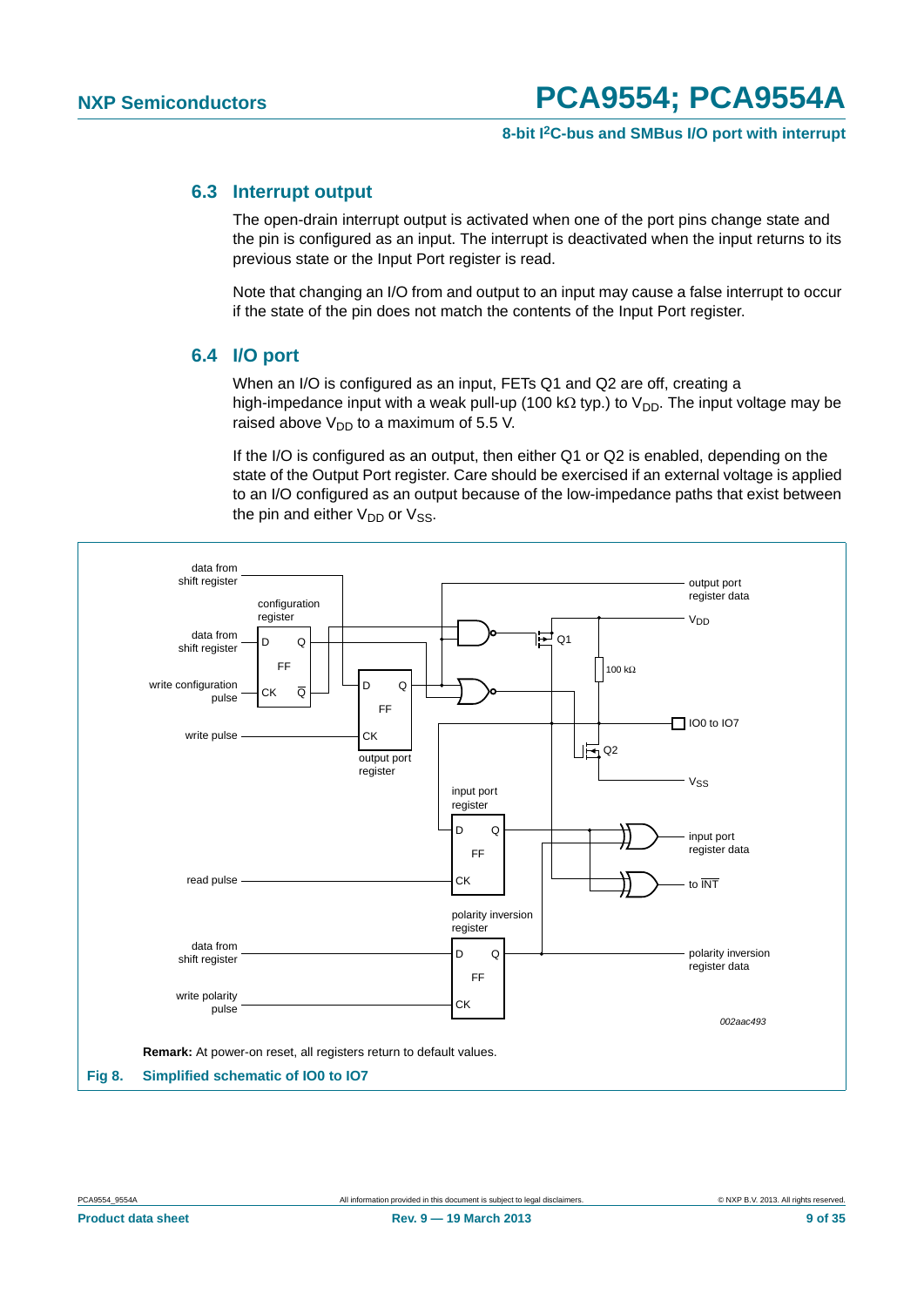### 6.3 Interrupt output

The open-drain interrupt output is activated when one of the port pins change state and the pin is configured as an input. The interrupt is deactivated when the input returns to its previous state or the Input Port register is read.

Note that changing an I/O from and output to an input may cause a false interrupt to occur if the state of the pin does not match the contents of the Input Port register.

### 6.4 I/O port

When an I/O is configured as an input, FETs Q1 and Q2 are off, creating a high-impedance input with a weak pull-up (100 kΩ typ.) to $V_{DD}$. The input voltage may be raised above $V_{DD}$ to a maximum of 5.5 V.

If the I/O is configured as an output, then either Q1 or Q2 is enabled, depending on the state of the Output Port register. Care should be exercised if an external voltage is applied to an I/O configured as an output because of the low-impedance paths that exist between the pin and either $V_{DD}$ or $V_{SS}$.

**Remark:** At power-on reset, all registers return to default values.

**Fig 8. Simplified schematic of IO0 to IO7**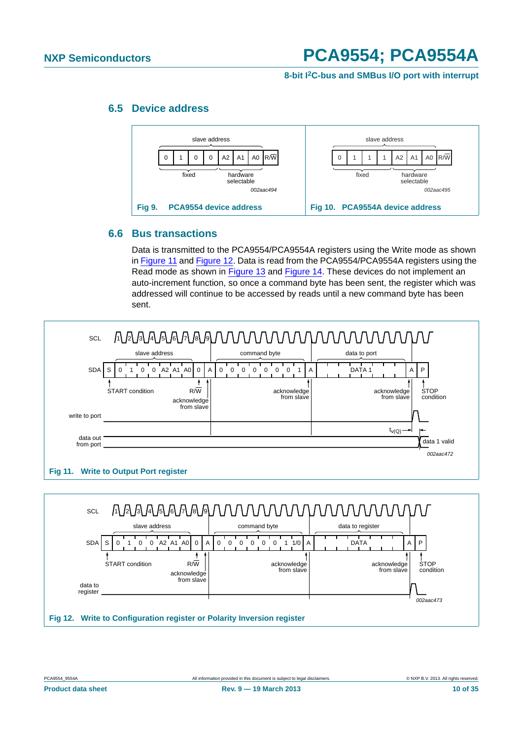## 6.5 Device address

Fig 9. PCA9554 device address

Fig 10. PCA9554A device address

## 6.6 Bus transactions

Data is transmitted to the PCA9554/PCA9554A registers using the Write mode as shown in Figure 11 and Figure 12. Data is read from the PCA9554/PCA9554A registers using the Read mode as shown in Figure 13 and Figure 14. These devices do not implement an auto-increment function, so once a command byte has been sent, the register which was addressed will continue to be accessed by reads until a new command byte has been sent.

Fig 11. Write to Output Port register

Fig 12. Write to Configuration register or Polarity Inversion register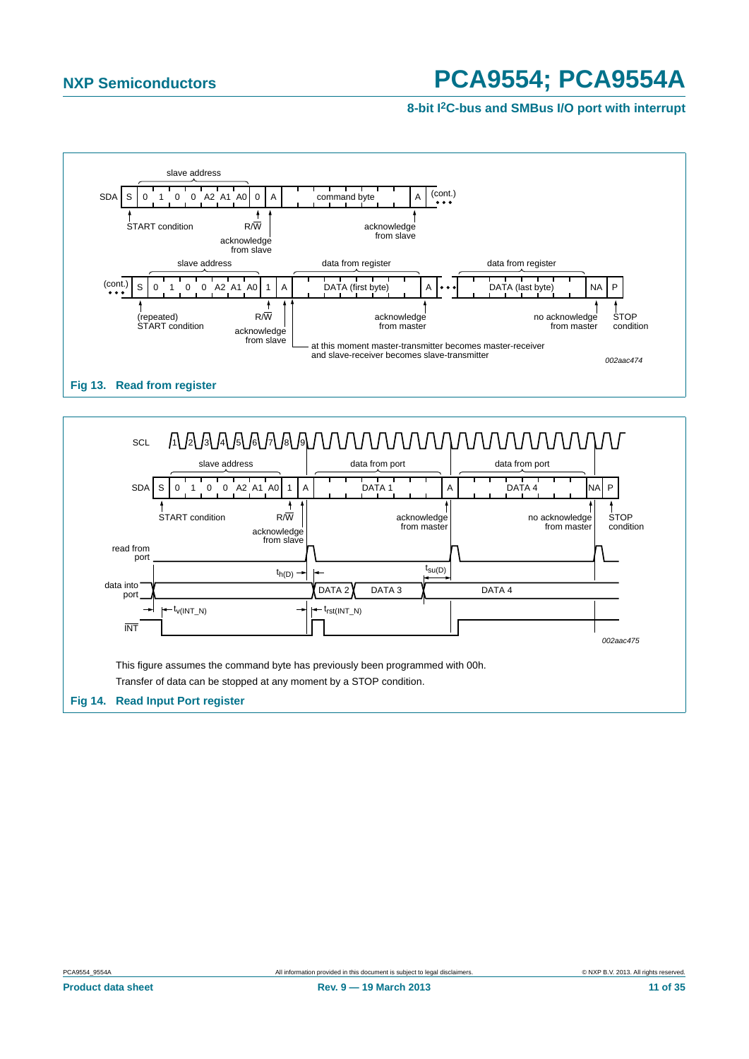SDA | S | 0 | 1 | 0 | 0 | A2 | A1 | A0 | 0 | A | command byte | A | (cont.)

slave address; START condition; R/W; acknowledge from slave; acknowledge from slave

(cont.) | S | 0 | 1 | 0 | 0 | A2 | A1 | A0 | 1 | A | DATA (first byte) | A | ... | DATA (last byte) | NA | P

slave address; data from register; data from register; (repeated) START condition; R/W; acknowledge from slave; acknowledge from master; no acknowledge from master; STOP condition

at this moment master-transmitter becomes master-receiver and slave-receiver becomes slave-transmitter

002aac474

**Fig 13. Read from register**

SCL; SDA | S | 0 | 1 | 0 | 0 | A2 | A1 | A0 | 1 | A | DATA 1 | A | DATA 4 | NA | P

slave address; data from port; data from port; START condition; R/W; acknowledge from slave; acknowledge from master; no acknowledge from master; STOP condition

read from port; data into port: DATA 2, DATA 3, DATA 4; $t_{h(D)}$; $t_{su(D)}$; $t_{v(INT\_N)}$; $t_{rst(INT\_N)}$; $\overline{INT}$

002aac475

This figure assumes the command byte has previously been programmed with 00h.

Transfer of data can be stopped at any moment by a STOP condition.

**Fig 14. Read Input Port register**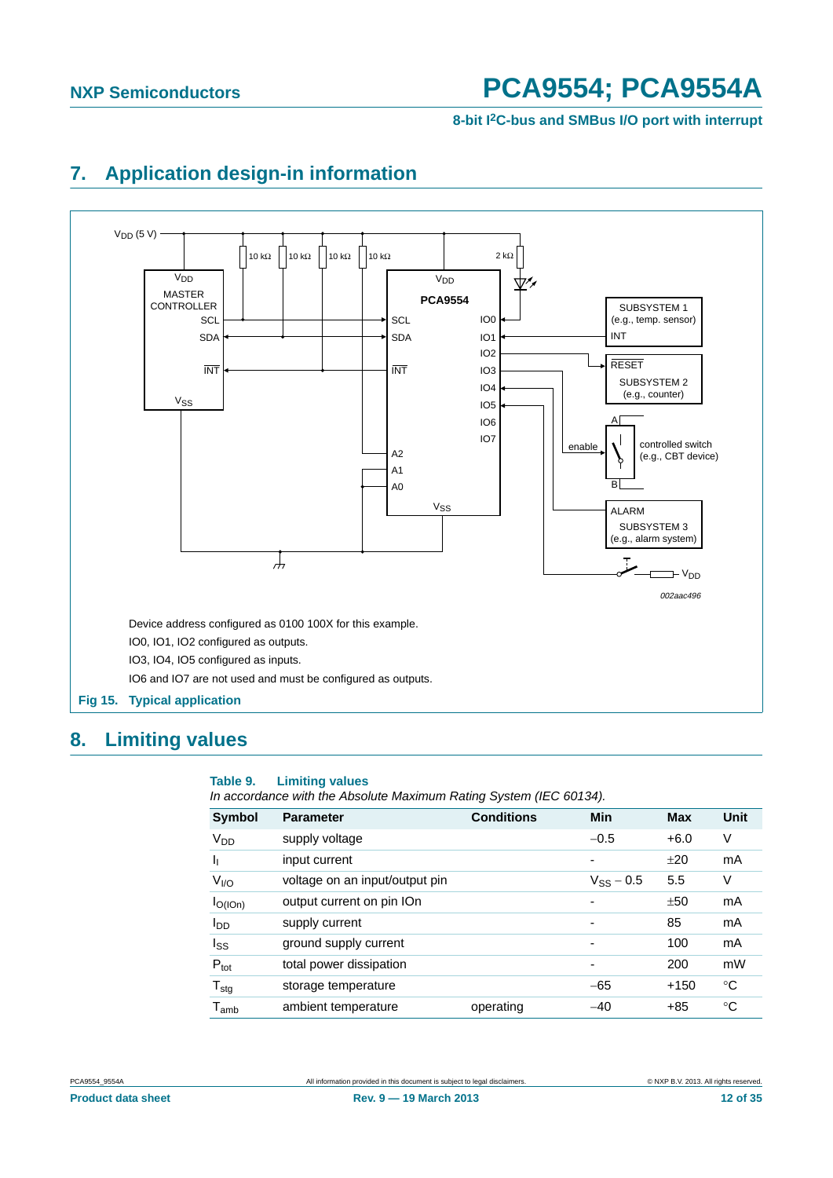## 7. Application design-in information

Device address configured as 0100 100X for this example.

IO0, IO1, IO2 configured as outputs.

IO3, IO4, IO5 configured as inputs.

IO6 and IO7 are not used and must be configured as outputs.

**Fig 15. Typical application**

## 8. Limiting values

**Table 9. Limiting values**

*In accordance with the Absolute Maximum Rating System (IEC 60134).*

| Symbol | Parameter | Conditions | Min | Max | Unit |
|---|---|---|---|---|---|
| $V_{DD}$ | supply voltage | | −0.5 | +6.0 | V |
| $I_I$ | input current | | - | ±20 | mA |
| $V_{I/O}$ | voltage on an input/output pin | | $V_{SS}$ − 0.5 | 5.5 | V |
| $I_{O(IOn)}$ | output current on pin IOn | | - | ±50 | mA |
| $I_{DD}$ | supply current | | - | 85 | mA |
| $I_{SS}$ | ground supply current | | - | 100 | mA |
| $P_{tot}$ | total power dissipation | | - | 200 | mW |
| $T_{stg}$ | storage temperature | | −65 | +150 | °C |
| $T_{amb}$ | ambient temperature | operating | −40 | +85 | °C |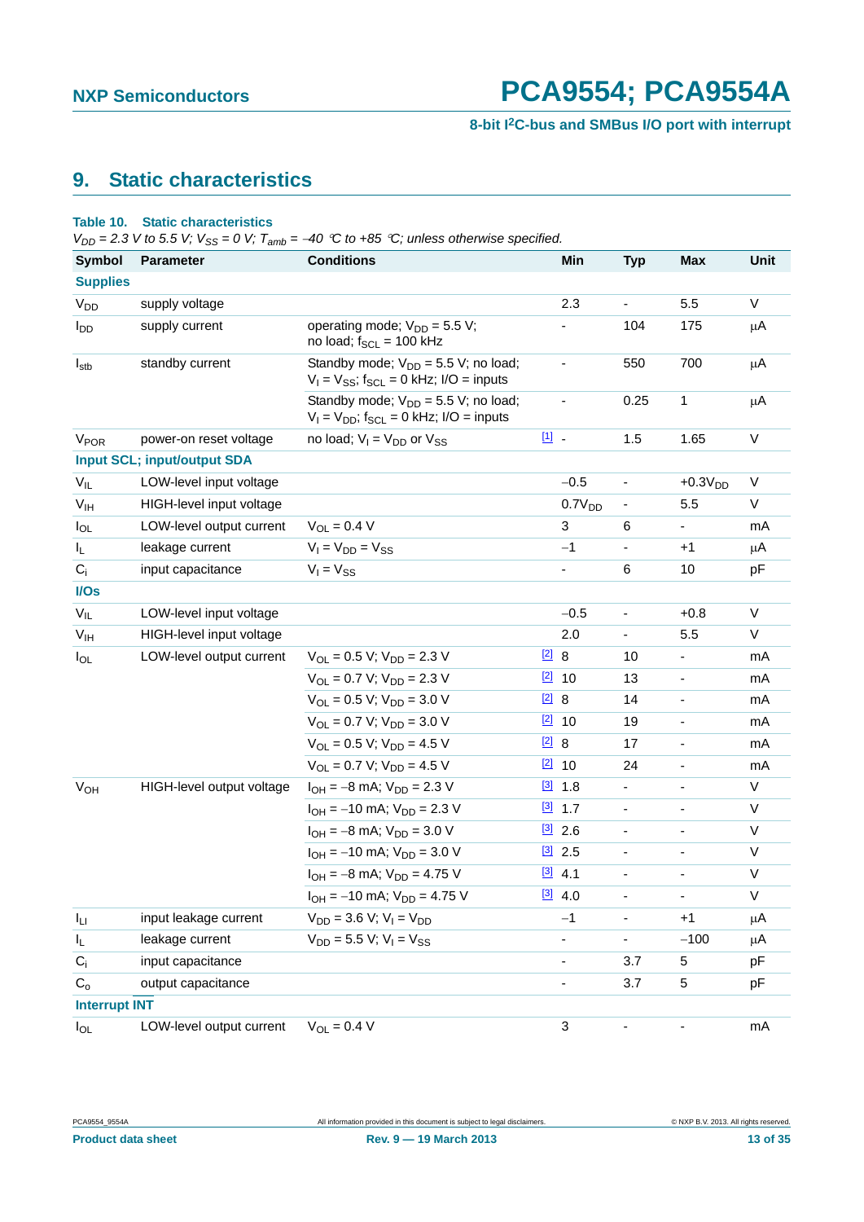## 9. Static characteristics

**Table 10. Static characteristics**

*$V_{DD}$ = 2.3 V to 5.5 V; $V_{SS}$ = 0 V; $T_{amb}$ = −40 °C to +85 °C; unless otherwise specified.*

| Symbol | Parameter | Conditions | | Min | Typ | Max | Unit |
|---|---|---|---|---|---|---|---|
| **Supplies** | | | | | | | |
| $V_{DD}$ | supply voltage | | | 2.3 | - | 5.5 | V |
| $I_{DD}$ | supply current | operating mode; $V_{DD}$ = 5.5 V; no load; $f_{SCL}$ = 100 kHz | | - | 104 | 175 | μA |
| $I_{stb}$ | standby current | Standby mode; $V_{DD}$ = 5.5 V; no load; $V_I$ = $V_{SS}$; $f_{SCL}$ = 0 kHz; I/O = inputs | | - | 550 | 700 | μA |
| | | Standby mode; $V_{DD}$ = 5.5 V; no load; $V_I$ = $V_{DD}$; $f_{SCL}$ = 0 kHz; I/O = inputs | | - | 0.25 | 1 | μA |
| $V_{POR}$ | power-on reset voltage | no load; $V_I$ = $V_{DD}$ or $V_{SS}$ | [1] | - | 1.5 | 1.65 | V |
| **Input SCL; input/output SDA** | | | | | | | |
| $V_{IL}$ | LOW-level input voltage | | | −0.5 | - | +0.3$V_{DD}$ | V |
| $V_{IH}$ | HIGH-level input voltage | | | 0.7$V_{DD}$ | - | 5.5 | V |
| $I_{OL}$ | LOW-level output current | $V_{OL}$ = 0.4 V | | 3 | 6 | - | mA |
| $I_L$ | leakage current | $V_I$ = $V_{DD}$ = $V_{SS}$ | | −1 | - | +1 | μA |
| $C_i$ | input capacitance | $V_I$ = $V_{SS}$ | | - | 6 | 10 | pF |
| **I/Os** | | | | | | | |
| $V_{IL}$ | LOW-level input voltage | | | −0.5 | - | +0.8 | V |
| $V_{IH}$ | HIGH-level input voltage | | | 2.0 | - | 5.5 | V |
| $I_{OL}$ | LOW-level output current | $V_{OL}$ = 0.5 V; $V_{DD}$ = 2.3 V | [2] | 8 | 10 | - | mA |
| | | $V_{OL}$ = 0.7 V; $V_{DD}$ = 2.3 V | [2] | 10 | 13 | - | mA |
| | | $V_{OL}$ = 0.5 V; $V_{DD}$ = 3.0 V | [2] | 8 | 14 | - | mA |
| | | $V_{OL}$ = 0.7 V; $V_{DD}$ = 3.0 V | [2] | 10 | 19 | - | mA |
| | | $V_{OL}$ = 0.5 V; $V_{DD}$ = 4.5 V | [2] | 8 | 17 | - | mA |
| | | $V_{OL}$ = 0.7 V; $V_{DD}$ = 4.5 V | [2] | 10 | 24 | - | mA |
| $V_{OH}$ | HIGH-level output voltage | $I_{OH}$ = −8 mA; $V_{DD}$ = 2.3 V | [3] | 1.8 | - | - | V |
| | | $I_{OH}$ = −10 mA; $V_{DD}$ = 2.3 V | [3] | 1.7 | - | - | V |
| | | $I_{OH}$ = −8 mA; $V_{DD}$ = 3.0 V | [3] | 2.6 | - | - | V |
| | | $I_{OH}$ = −10 mA; $V_{DD}$ = 3.0 V | [3] | 2.5 | - | - | V |
| | | $I_{OH}$ = −8 mA; $V_{DD}$ = 4.75 V | [3] | 4.1 | - | - | V |
| | | $I_{OH}$ = −10 mA; $V_{DD}$ = 4.75 V | [3] | 4.0 | - | - | V |
| $I_{LI}$ | input leakage current | $V_{DD}$ = 3.6 V; $V_I$ = $V_{DD}$ | | −1 | - | +1 | μA |
| $I_L$ | leakage current | $V_{DD}$ = 5.5 V; $V_I$ = $V_{SS}$ | | - | - | −100 | μA |
| $C_i$ | input capacitance | | | - | 3.7 | 5 | pF |
| $C_o$ | output capacitance | | | - | 3.7 | 5 | pF |
| **Interrupt INT** | | | | | | | |
| $I_{OL}$ | LOW-level output current | $V_{OL}$ = 0.4 V | | 3 | - | - | mA |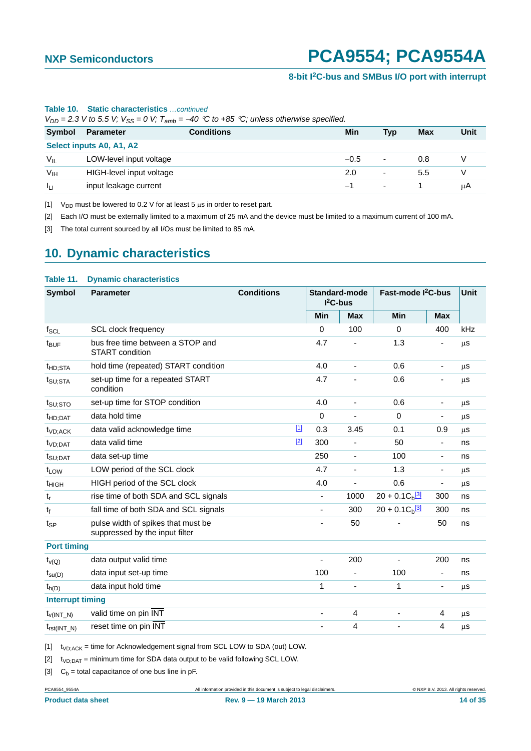**Table 10. Static characteristics** *…continued*

*$V_{DD}$ = 2.3 V to 5.5 V; $V_{SS}$ = 0 V; $T_{amb}$ = −40 °C to +85 °C; unless otherwise specified.*

| Symbol | Parameter | Conditions | Min | Typ | Max | Unit |
|---|---|---|---|---|---|---|
| **Select inputs A0, A1, A2** | | | | | | |
| $V_{IL}$ | LOW-level input voltage | | −0.5 | - | 0.8 | V |
| $V_{IH}$ | HIGH-level input voltage | | 2.0 | - | 5.5 | V |
| $I_{LI}$ | input leakage current | | −1 | - | 1 | μA |

[1] $V_{DD}$ must be lowered to 0.2 V for at least 5 μs in order to reset part.

[2] Each I/O must be externally limited to a maximum of 25 mA and the device must be limited to a maximum current of 100 mA.

[3] The total current sourced by all I/Os must be limited to 85 mA.

## 10. Dynamic characteristics

**Table 11. Dynamic characteristics**

| Symbol | Parameter | Conditions | | Standard-mode I²C-bus | | Fast-mode I²C-bus | | Unit |
|---|---|---|---|---|---|---|---|---|
| | | | | Min | Max | Min | Max | |
| $f_{SCL}$ | SCL clock frequency | | | 0 | 100 | 0 | 400 | kHz |
| $t_{BUF}$ | bus free time between a STOP and START condition | | | 4.7 | - | 1.3 | - | μs |
| $t_{HD;STA}$ | hold time (repeated) START condition | | | 4.0 | - | 0.6 | - | μs |
| $t_{SU;STA}$ | set-up time for a repeated START condition | | | 4.7 | - | 0.6 | - | μs |
| $t_{SU;STO}$ | set-up time for STOP condition | | | 4.0 | - | 0.6 | - | μs |
| $t_{HD;DAT}$ | data hold time | | | 0 | - | 0 | - | μs |
| $t_{VD;ACK}$ | data valid acknowledge time | | [1] | 0.3 | 3.45 | 0.1 | 0.9 | μs |
| $t_{VD;DAT}$ | data valid time | | [2] | 300 | - | 50 | - | ns |
| $t_{SU;DAT}$ | data set-up time | | | 250 | - | 100 | - | ns |
| $t_{LOW}$ | LOW period of the SCL clock | | | 4.7 | - | 1.3 | - | μs |
| $t_{HIGH}$ | HIGH period of the SCL clock | | | 4.0 | - | 0.6 | - | μs |
| $t_r$ | rise time of both SDA and SCL signals | | | - | 1000 | $20 + 0.1C_b$[3] | 300 | ns |
| $t_f$ | fall time of both SDA and SCL signals | | | - | 300 | $20 + 0.1C_b$[3] | 300 | ns |
| $t_{SP}$ | pulse width of spikes that must be suppressed by the input filter | | | - | 50 | - | 50 | ns |
| **Port timing** | | | | | | | | |
| $t_{v(Q)}$ | data output valid time | | | - | 200 | - | 200 | ns |
| $t_{su(D)}$ | data input set-up time | | | 100 | - | 100 | - | ns |
| $t_{h(D)}$ | data input hold time | | | 1 | - | 1 | - | μs |
| **Interrupt timing** | | | | | | | | |
| $t_{v(INT\_N)}$ | valid time on pin $\overline{INT}$ | | | - | 4 | - | 4 | μs |
| $t_{rst(INT\_N)}$ | reset time on pin $\overline{INT}$ | | | - | 4 | - | 4 | μs |

[1] $t_{VD;ACK}$ = time for Acknowledgement signal from SCL LOW to SDA (out) LOW.

[2] $t_{VD;DAT}$ = minimum time for SDA data output to be valid following SCL LOW.

[3] $C_b$ = total capacitance of one bus line in pF.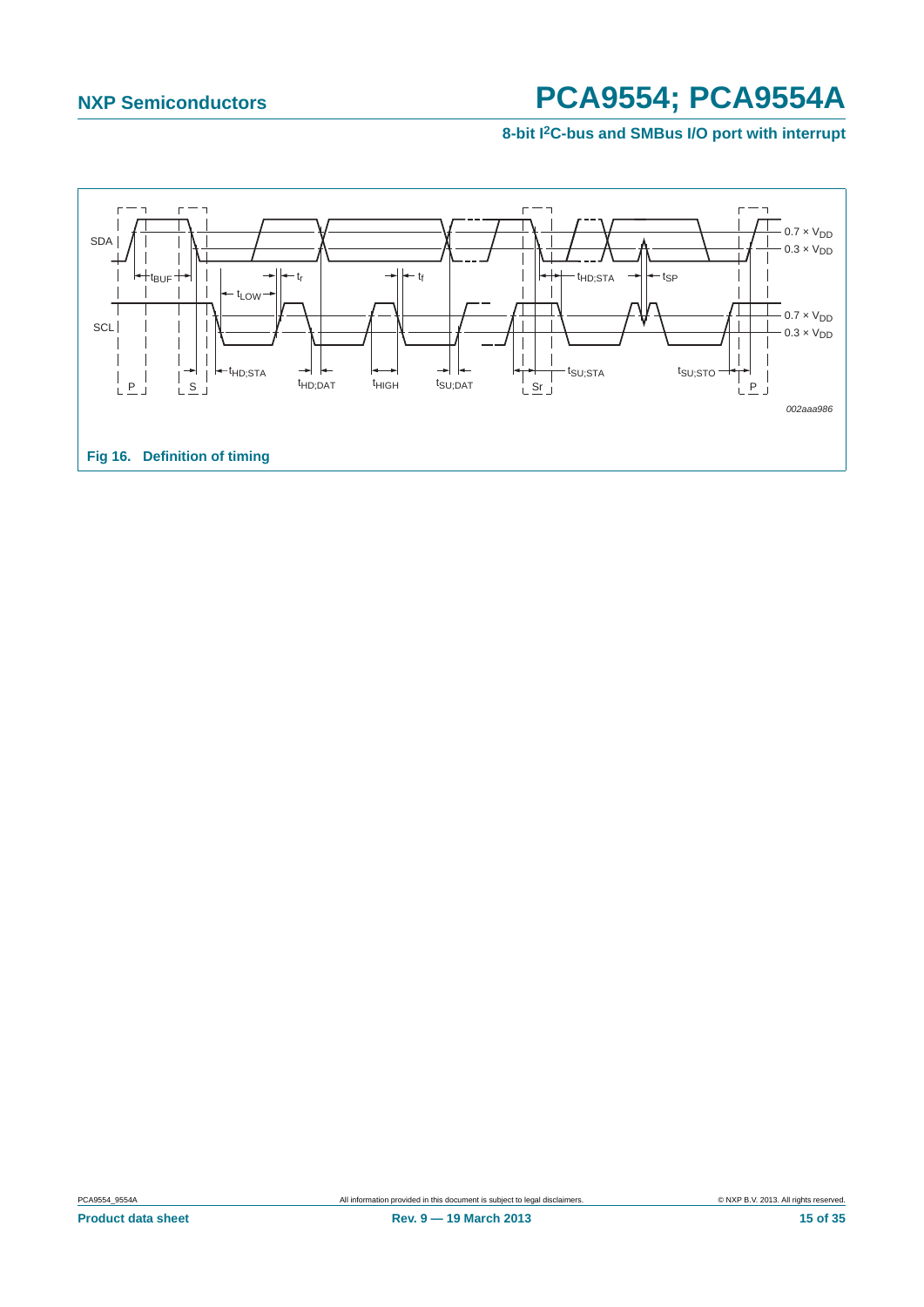Fig 16. Definition of timing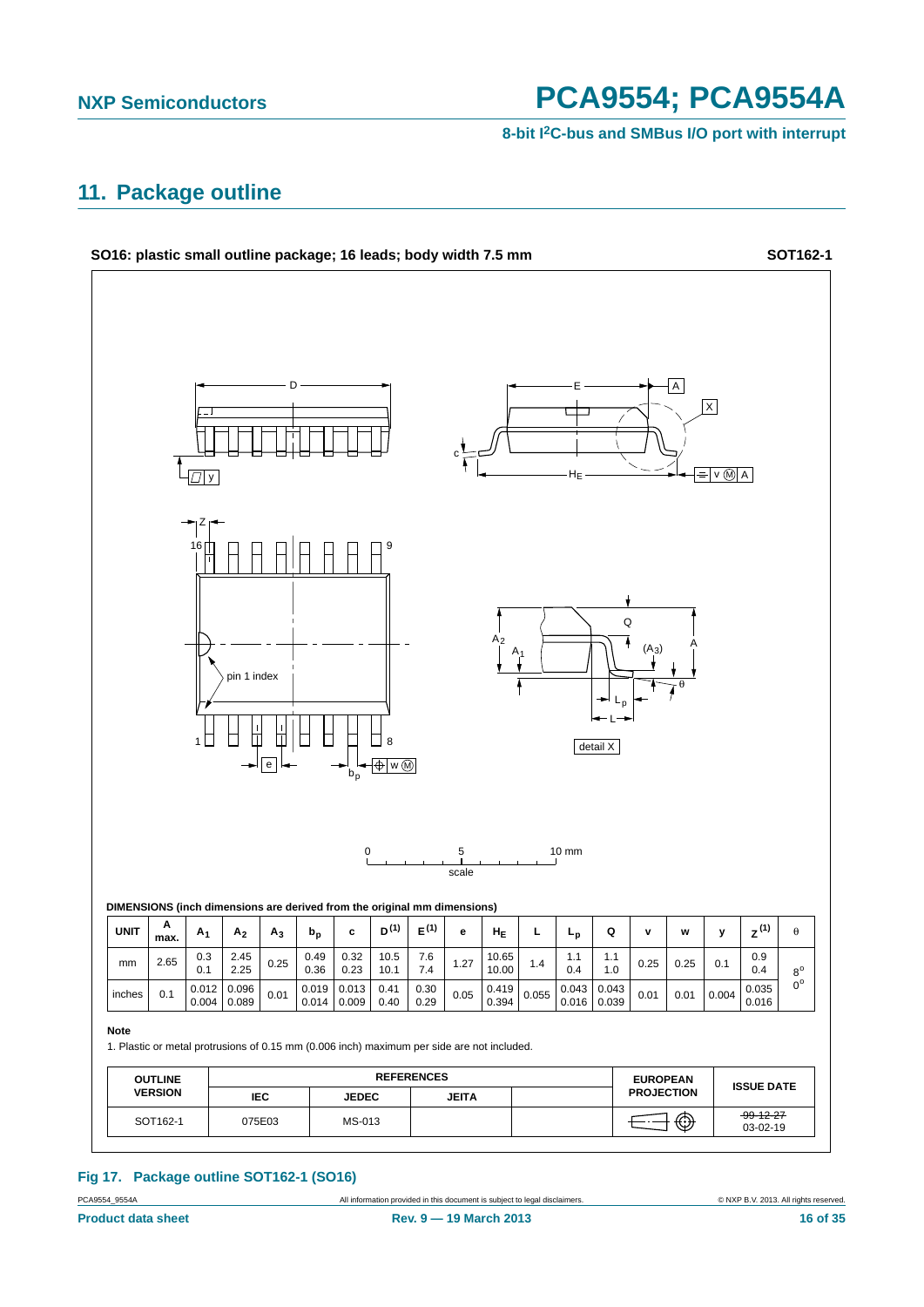## 11. Package outline

**SO16: plastic small outline package; 16 leads; body width 7.5 mm** **SOT162-1**

**DIMENSIONS (inch dimensions are derived from the original mm dimensions)**

| UNIT | A max. | $A_1$ | $A_2$ | $A_3$ | $b_p$ | c | $D^{(1)}$ | $E^{(1)}$ | e | $H_E$ | L | $L_p$ | Q | v | w | y | $Z^{(1)}$ | θ |
|---|---|---|---|---|---|---|---|---|---|---|---|---|---|---|---|---|---|---|
| mm | 2.65 | 0.3<br>0.1 | 2.45<br>2.25 | 0.25 | 0.49<br>0.36 | 0.32<br>0.23 | 10.5<br>10.1 | 7.6<br>7.4 | 1.27 | 10.65<br>10.00 | 1.4 | 1.1<br>0.4 | 1.1<br>1.0 | 0.25 | 0.25 | 0.1 | 0.9<br>0.4 | 8°<br>0° |
| inches | 0.1 | 0.012<br>0.004 | 0.096<br>0.089 | 0.01 | 0.019<br>0.014 | 0.013<br>0.009 | 0.41<br>0.40 | 0.30<br>0.29 | 0.05 | 0.419<br>0.394 | 0.055 | 0.043<br>0.016 | 0.043<br>0.039 | 0.01 | 0.01 | 0.004 | 0.035<br>0.016 | |

**Note**

1. Plastic or metal protrusions of 0.15 mm (0.006 inch) maximum per side are not included.

| OUTLINE VERSION | REFERENCES | | | | EUROPEAN PROJECTION | ISSUE DATE |
|---|---|---|---|---|---|---|
| | IEC | JEDEC | JEITA | | | |
| SOT162-1 | 075E03 | MS-013 | | | | ~~99-12-27~~<br>03-02-19 |

**Fig 17. Package outline SOT162-1 (SO16)**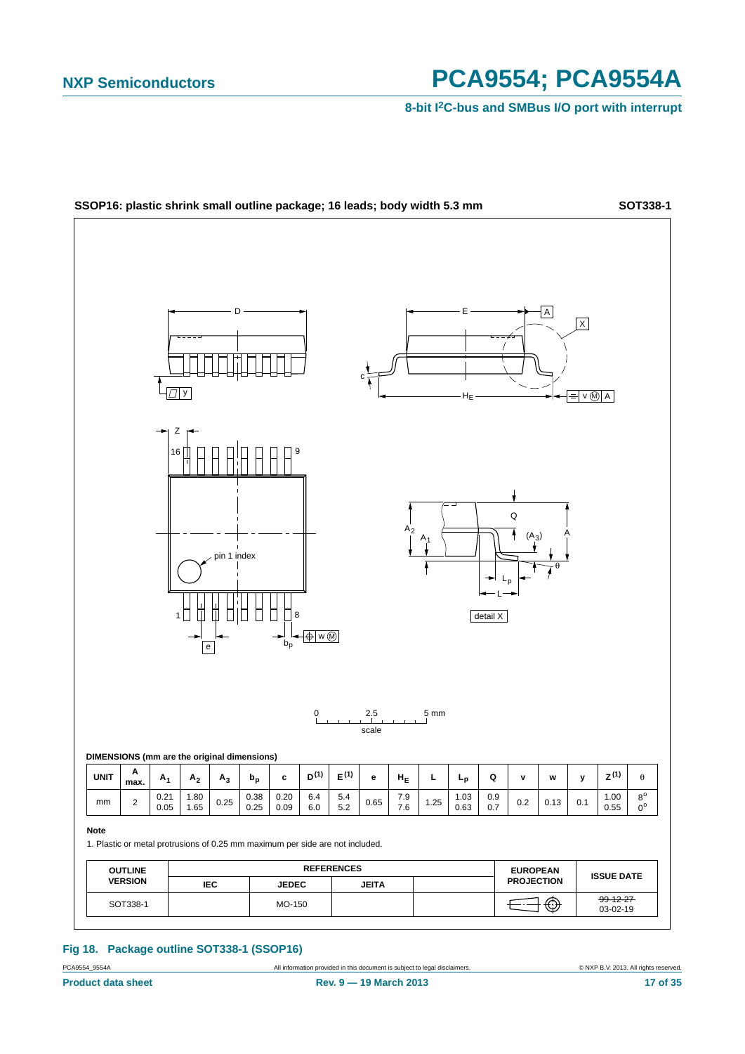**SSOP16: plastic shrink small outline package; 16 leads; body width 5.3 mm** **SOT338-1**

**DIMENSIONS (mm are the original dimensions)**

| UNIT | A max. | $A_1$ | $A_2$ | $A_3$ | $b_p$ | c | D[1] | E[1] | e | $H_E$ | L | $L_p$ | Q | v | w | y | Z[1] | θ |
|---|---|---|---|---|---|---|---|---|---|---|---|---|---|---|---|---|---|---|
| mm | 2 | 0.21<br>0.05 | 1.80<br>1.65 | 0.25 | 0.38<br>0.25 | 0.20<br>0.09 | 6.4<br>6.0 | 5.4<br>5.2 | 0.65 | 7.9<br>7.6 | 1.25 | 1.03<br>0.63 | 0.9<br>0.7 | 0.2 | 0.13 | 0.1 | 1.00<br>0.55 | 8°<br>0° |

**Note**

1. Plastic or metal protrusions of 0.25 mm maximum per side are not included.

| OUTLINE VERSION | REFERENCES | | | | EUROPEAN PROJECTION | ISSUE DATE |
|---|---|---|---|---|---|---|
| | IEC | JEDEC | JEITA | | | |
| SOT338-1 | | MO-150 | | | | ~~99-12-27~~<br>03-02-19 |

**Fig 18. Package outline SOT338-1 (SSOP16)**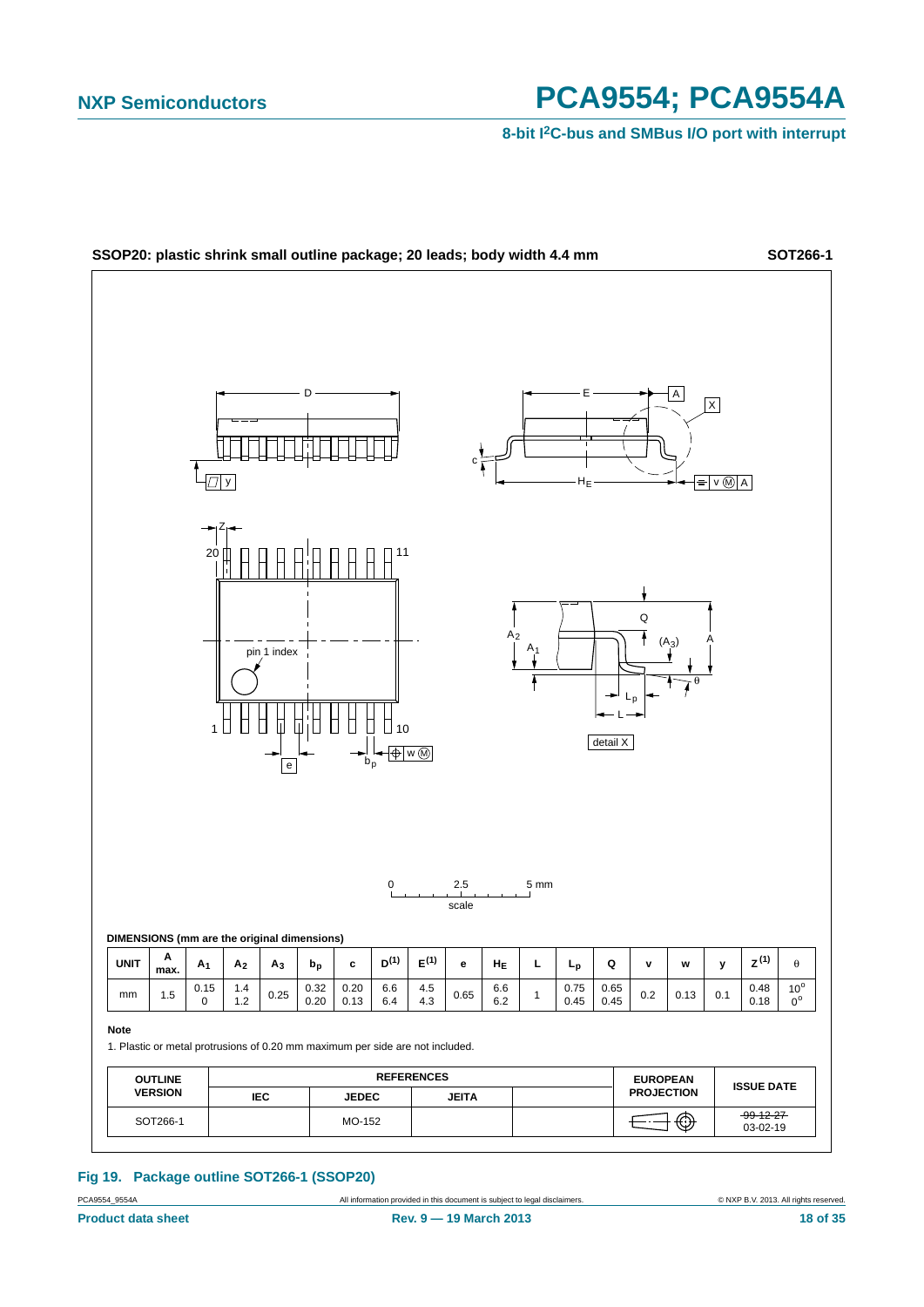**SSOP20: plastic shrink small outline package; 20 leads; body width 4.4 mm** **SOT266-1**

**DIMENSIONS (mm are the original dimensions)**

| UNIT | A max. | $A_1$ | $A_2$ | $A_3$ | $b_p$ | c | $D^{(1)}$ | $E^{(1)}$ | e | $H_E$ | L | $L_p$ | Q | v | w | y | $Z^{(1)}$ | θ |
|---|---|---|---|---|---|---|---|---|---|---|---|---|---|---|---|---|---|---|
| mm | 1.5 | 0.15<br>0 | 1.4<br>1.2 | 0.25 | 0.32<br>0.20 | 0.20<br>0.13 | 6.6<br>6.4 | 4.5<br>4.3 | 0.65 | 6.6<br>6.2 | 1 | 0.75<br>0.45 | 0.65<br>0.45 | 0.2 | 0.13 | 0.1 | 0.48<br>0.18 | 10°<br>0° |

**Note**

1. Plastic or metal protrusions of 0.20 mm maximum per side are not included.

| OUTLINE VERSION | REFERENCES | | | | EUROPEAN PROJECTION | ISSUE DATE |
|---|---|---|---|---|---|---|
| | IEC | JEDEC | JEITA | | | |
| SOT266-1 | | MO-152 | | | | ~~99-12-27~~<br>03-02-19 |

**Fig 19. Package outline SOT266-1 (SSOP20)**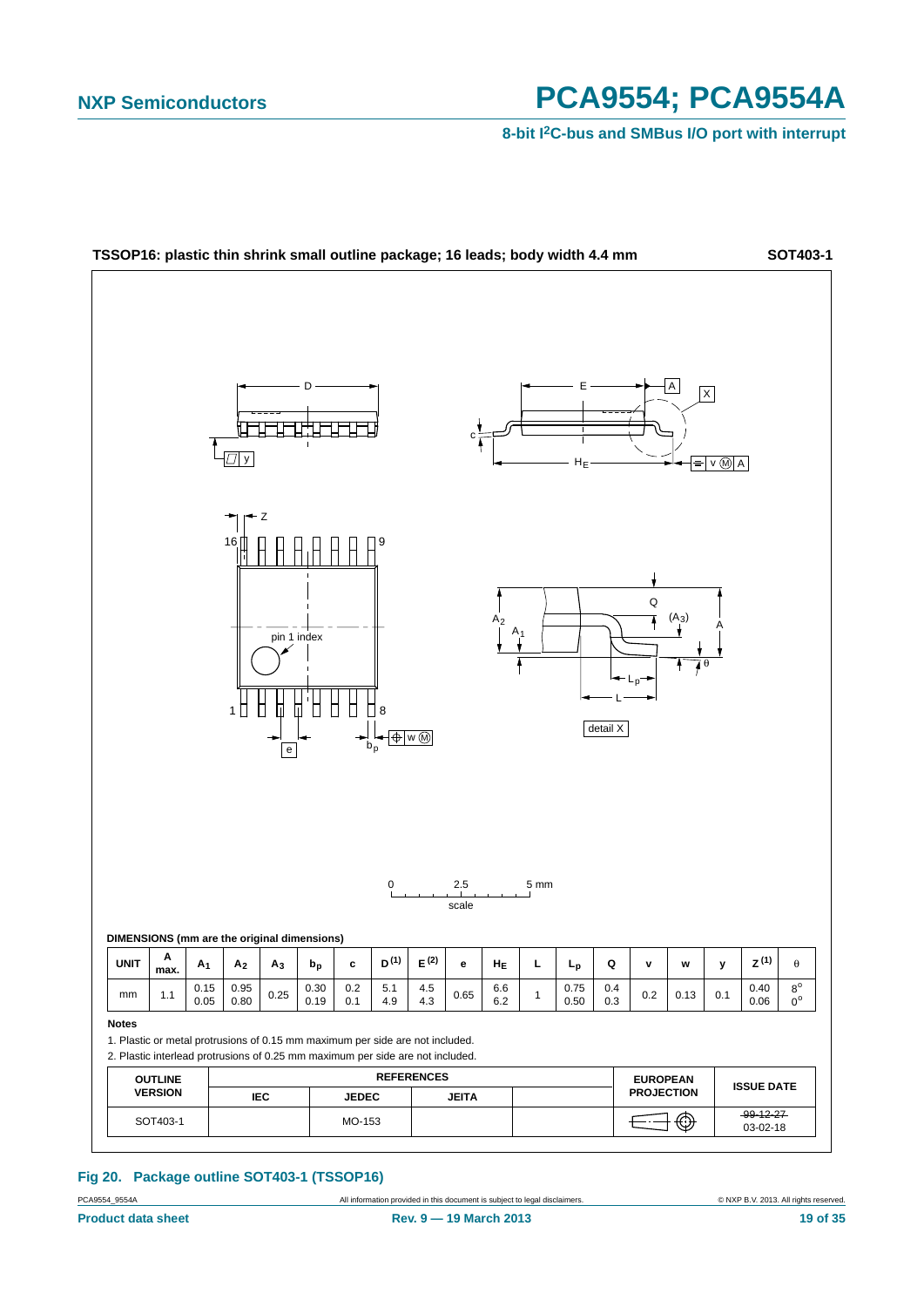**TSSOP16: plastic thin shrink small outline package; 16 leads; body width 4.4 mm** **SOT403-1**

**DIMENSIONS (mm are the original dimensions)**

| UNIT | A max. | $A_1$ | $A_2$ | $A_3$ | $b_p$ | c | $D^{(1)}$ | $E^{(2)}$ | e | $H_E$ | L | $L_p$ | Q | v | w | y | $Z^{(1)}$ | θ |
|---|---|---|---|---|---|---|---|---|---|---|---|---|---|---|---|---|---|---|
| mm | 1.1 | 0.15<br>0.05 | 0.95<br>0.80 | 0.25 | 0.30<br>0.19 | 0.2<br>0.1 | 5.1<br>4.9 | 4.5<br>4.3 | 0.65 | 6.6<br>6.2 | 1 | 0.75<br>0.50 | 0.4<br>0.3 | 0.2 | 0.13 | 0.1 | 0.40<br>0.06 | 8°<br>0° |

**Notes**

1. Plastic or metal protrusions of 0.15 mm maximum per side are not included.
2. Plastic interlead protrusions of 0.25 mm maximum per side are not included.

| OUTLINE VERSION | REFERENCES | | | | EUROPEAN PROJECTION | ISSUE DATE |
|---|---|---|---|---|---|---|
| | IEC | JEDEC | JEITA | | | |
| SOT403-1 | | MO-153 | | | | ~~99-12-27~~<br>03-02-18 |

**Fig 20. Package outline SOT403-1 (TSSOP16)**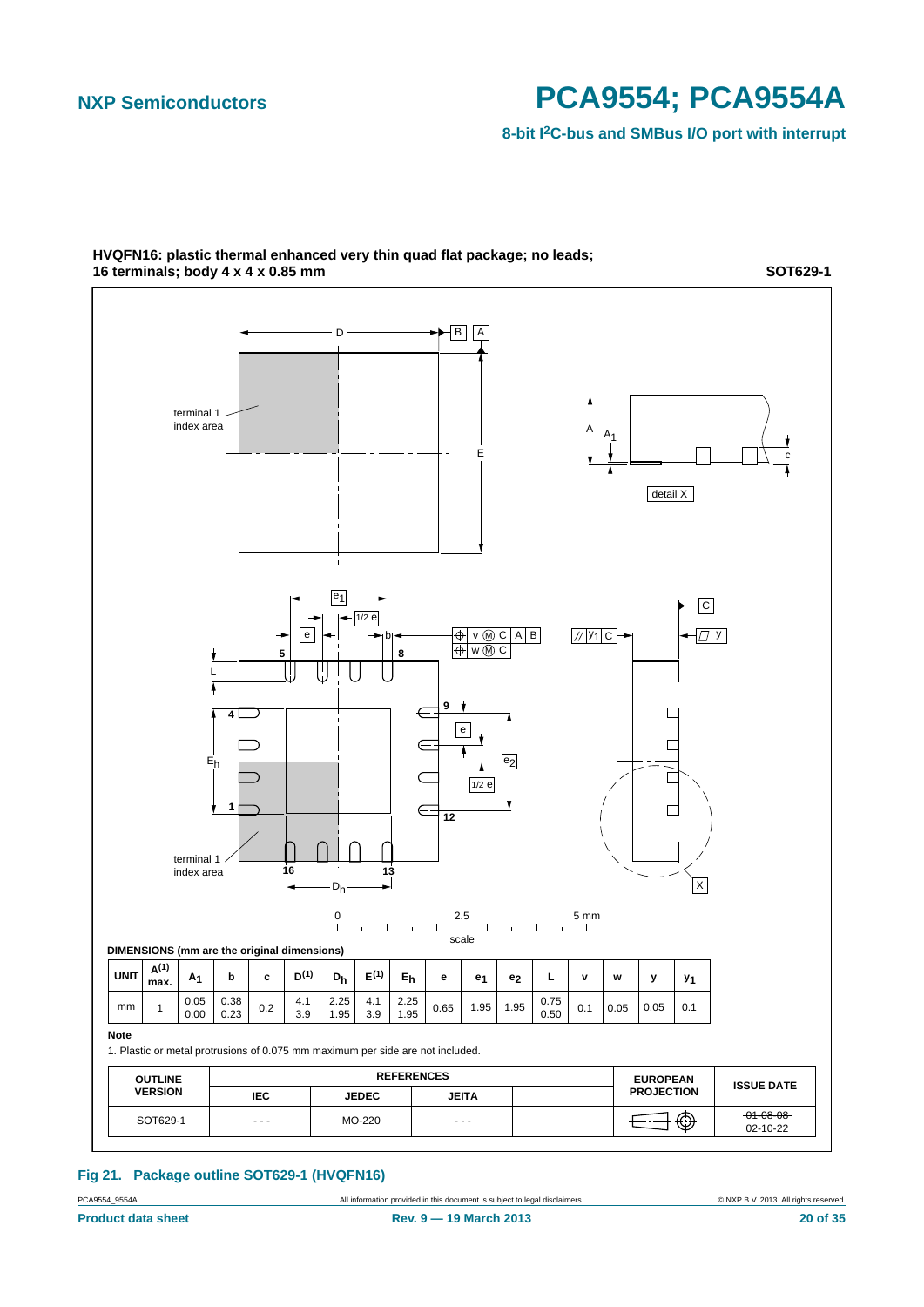**HVQFN16: plastic thermal enhanced very thin quad flat package; no leads; 16 terminals; body 4 x 4 x 0.85 mm** **SOT629-1**

DIMENSIONS (mm are the original dimensions)

| UNIT | $A^{(1)}$ max. | $A_1$ | b | c | $D^{(1)}$ | $D_h$ | $E^{(1)}$ | $E_h$ | e | $e_1$ | $e_2$ | L | v | w | y | $y_1$ |
|---|---|---|---|---|---|---|---|---|---|---|---|---|---|---|---|---|
| mm | 1 | 0.05<br>0.00 | 0.38<br>0.23 | 0.2 | 4.1<br>3.9 | 2.25<br>1.95 | 4.1<br>3.9 | 2.25<br>1.95 | 0.65 | 1.95 | 1.95 | 0.75<br>0.50 | 0.1 | 0.05 | 0.05 | 0.1 |

**Note**

1. Plastic or metal protrusions of 0.075 mm maximum per side are not included.

| OUTLINE VERSION | REFERENCES | | | | EUROPEAN PROJECTION | ISSUE DATE |
|---|---|---|---|---|---|---|
| | IEC | JEDEC | JEITA | | | |
| SOT629-1 | - - - | MO-220 | - - - | | | ~~01-08-08~~<br>02-10-22 |

**Fig 21. Package outline SOT629-1 (HVQFN16)**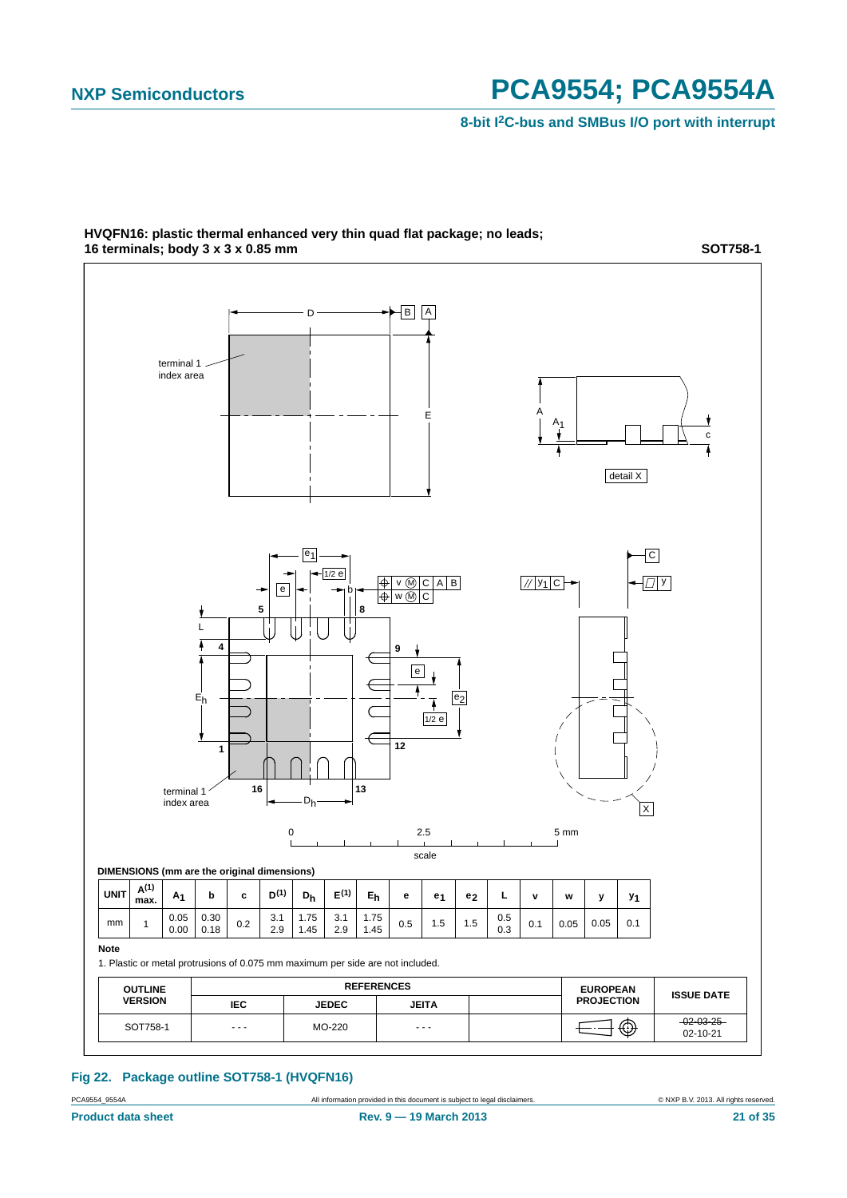**HVQFN16: plastic thermal enhanced very thin quad flat package; no leads; 16 terminals; body 3 x 3 x 0.85 mm**

**SOT758-1**

DIMENSIONS (mm are the original dimensions)

| UNIT | $A^{(1)}$ max. | $A_1$ | b | c | $D^{(1)}$ | $D_h$ | $E^{(1)}$ | $E_h$ | e | $e_1$ | $e_2$ | L | v | w | y | $y_1$ |
|---|---|---|---|---|---|---|---|---|---|---|---|---|---|---|---|---|
| mm | 1 | 0.05<br>0.00 | 0.30<br>0.18 | 0.2 | 3.1<br>2.9 | 1.75<br>1.45 | 3.1<br>2.9 | 1.75<br>1.45 | 0.5 | 1.5 | 1.5 | 0.5<br>0.3 | 0.1 | 0.05 | 0.05 | 0.1 |

**Note**

1. Plastic or metal protrusions of 0.075 mm maximum per side are not included.

| OUTLINE VERSION | REFERENCES | | | | EUROPEAN PROJECTION | ISSUE DATE |
|---|---|---|---|---|---|---|
| | IEC | JEDEC | JEITA | | | |
| SOT758-1 | - - - | MO-220 | - - - | | | ~~02-03-25~~<br>02-10-21 |

**Fig 22. Package outline SOT758-1 (HVQFN16)**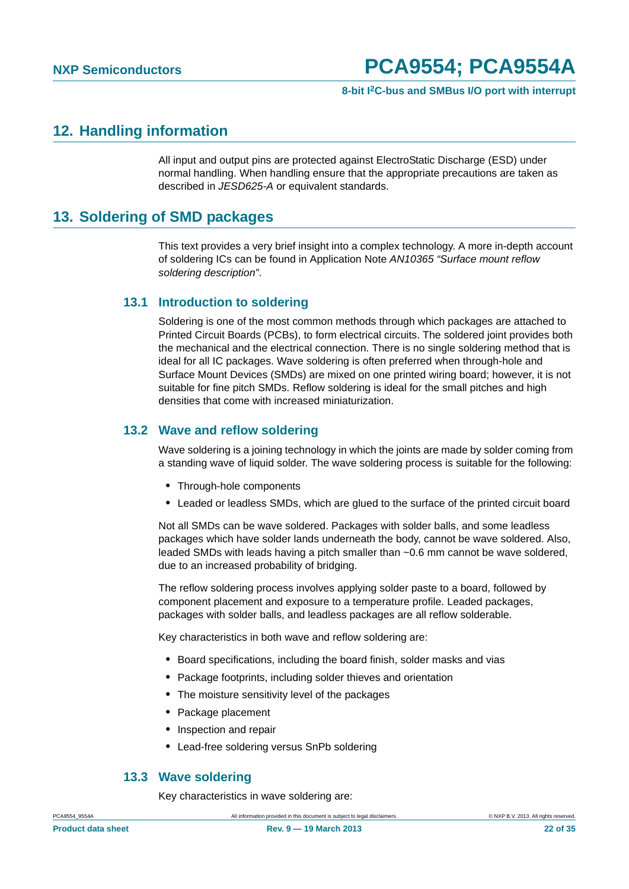## 12. Handling information

All input and output pins are protected against ElectroStatic Discharge (ESD) under normal handling. When handling ensure that the appropriate precautions are taken as described in *JESD625-A* or equivalent standards.

## 13. Soldering of SMD packages

This text provides a very brief insight into a complex technology. A more in-depth account of soldering ICs can be found in Application Note *AN10365 "Surface mount reflow soldering description"*.

### 13.1 Introduction to soldering

Soldering is one of the most common methods through which packages are attached to Printed Circuit Boards (PCBs), to form electrical circuits. The soldered joint provides both the mechanical and the electrical connection. There is no single soldering method that is ideal for all IC packages. Wave soldering is often preferred when through-hole and Surface Mount Devices (SMDs) are mixed on one printed wiring board; however, it is not suitable for fine pitch SMDs. Reflow soldering is ideal for the small pitches and high densities that come with increased miniaturization.

### 13.2 Wave and reflow soldering

Wave soldering is a joining technology in which the joints are made by solder coming from a standing wave of liquid solder. The wave soldering process is suitable for the following:

- Through-hole components
- Leaded or leadless SMDs, which are glued to the surface of the printed circuit board

Not all SMDs can be wave soldered. Packages with solder balls, and some leadless packages which have solder lands underneath the body, cannot be wave soldered. Also, leaded SMDs with leads having a pitch smaller than ~0.6 mm cannot be wave soldered, due to an increased probability of bridging.

The reflow soldering process involves applying solder paste to a board, followed by component placement and exposure to a temperature profile. Leaded packages, packages with solder balls, and leadless packages are all reflow solderable.

Key characteristics in both wave and reflow soldering are:

- Board specifications, including the board finish, solder masks and vias
- Package footprints, including solder thieves and orientation
- The moisture sensitivity level of the packages
- Package placement
- Inspection and repair
- Lead-free soldering versus SnPb soldering

### 13.3 Wave soldering

Key characteristics in wave soldering are: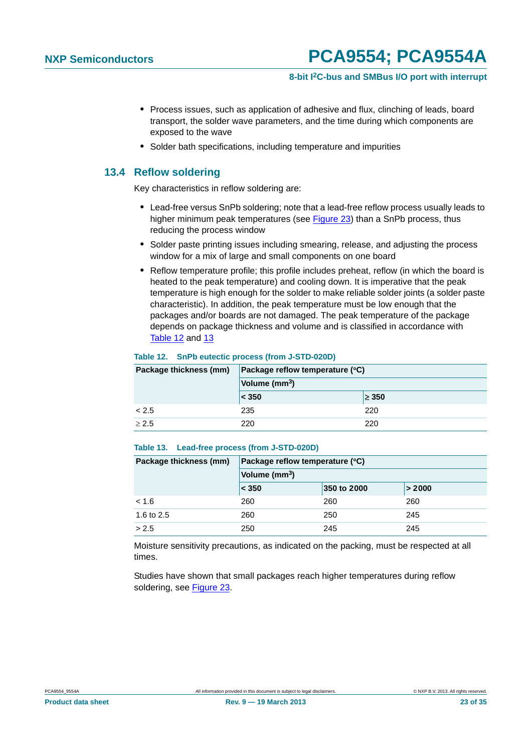- Process issues, such as application of adhesive and flux, clinching of leads, board transport, the solder wave parameters, and the time during which components are exposed to the wave
- Solder bath specifications, including temperature and impurities

## 13.4 Reflow soldering

Key characteristics in reflow soldering are:

- Lead-free versus SnPb soldering; note that a lead-free reflow process usually leads to higher minimum peak temperatures (see Figure 23) than a SnPb process, thus reducing the process window
- Solder paste printing issues including smearing, release, and adjusting the process window for a mix of large and small components on one board
- Reflow temperature profile; this profile includes preheat, reflow (in which the board is heated to the peak temperature) and cooling down. It is imperative that the peak temperature is high enough for the solder to make reliable solder joints (a solder paste characteristic). In addition, the peak temperature must be low enough that the packages and/or boards are not damaged. The peak temperature of the package depends on package thickness and volume and is classified in accordance with Table 12 and 13

**Table 12. SnPb eutectic process (from J-STD-020D)**

| Package thickness (mm) | Package reflow temperature (°C) | |
|---|---|---|
| | Volume ($mm^3$) | |
| | < 350 | ≥ 350 |
| < 2.5 | 235 | 220 |
| ≥ 2.5 | 220 | 220 |

**Table 13. Lead-free process (from J-STD-020D)**

| Package thickness (mm) | Package reflow temperature (°C) | | |
|---|---|---|---|
| | Volume ($mm^3$) | | |
| | < 350 | 350 to 2000 | > 2000 |
| < 1.6 | 260 | 260 | 260 |
| 1.6 to 2.5 | 260 | 250 | 245 |
| > 2.5 | 250 | 245 | 245 |

Moisture sensitivity precautions, as indicated on the packing, must be respected at all times.

Studies have shown that small packages reach higher temperatures during reflow soldering, see Figure 23.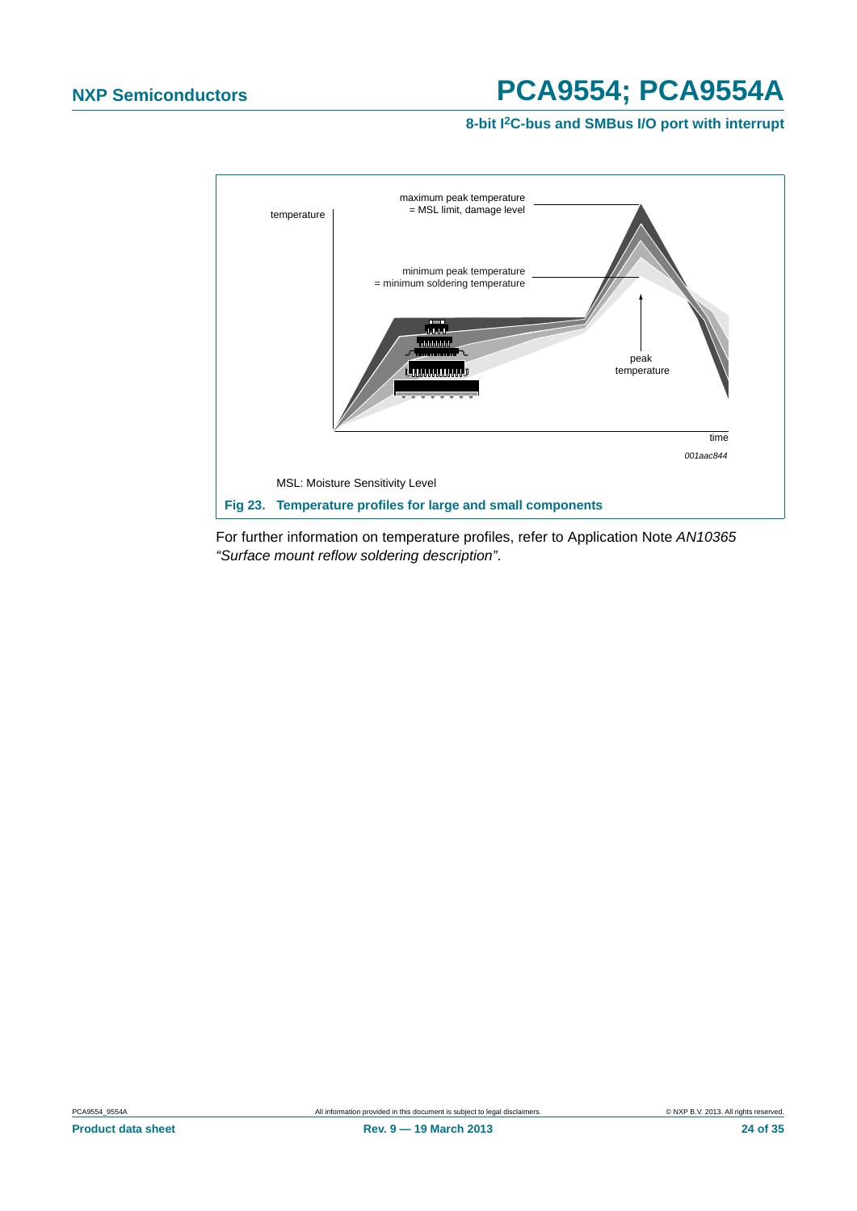maximum peak temperature
= MSL limit, damage level

temperature

minimum peak temperature
= minimum soldering temperature

peak
temperature

time

*001aac844*

MSL: Moisture Sensitivity Level

**Fig 23. Temperature profiles for large and small components**

For further information on temperature profiles, refer to Application Note *AN10365 "Surface mount reflow soldering description"*.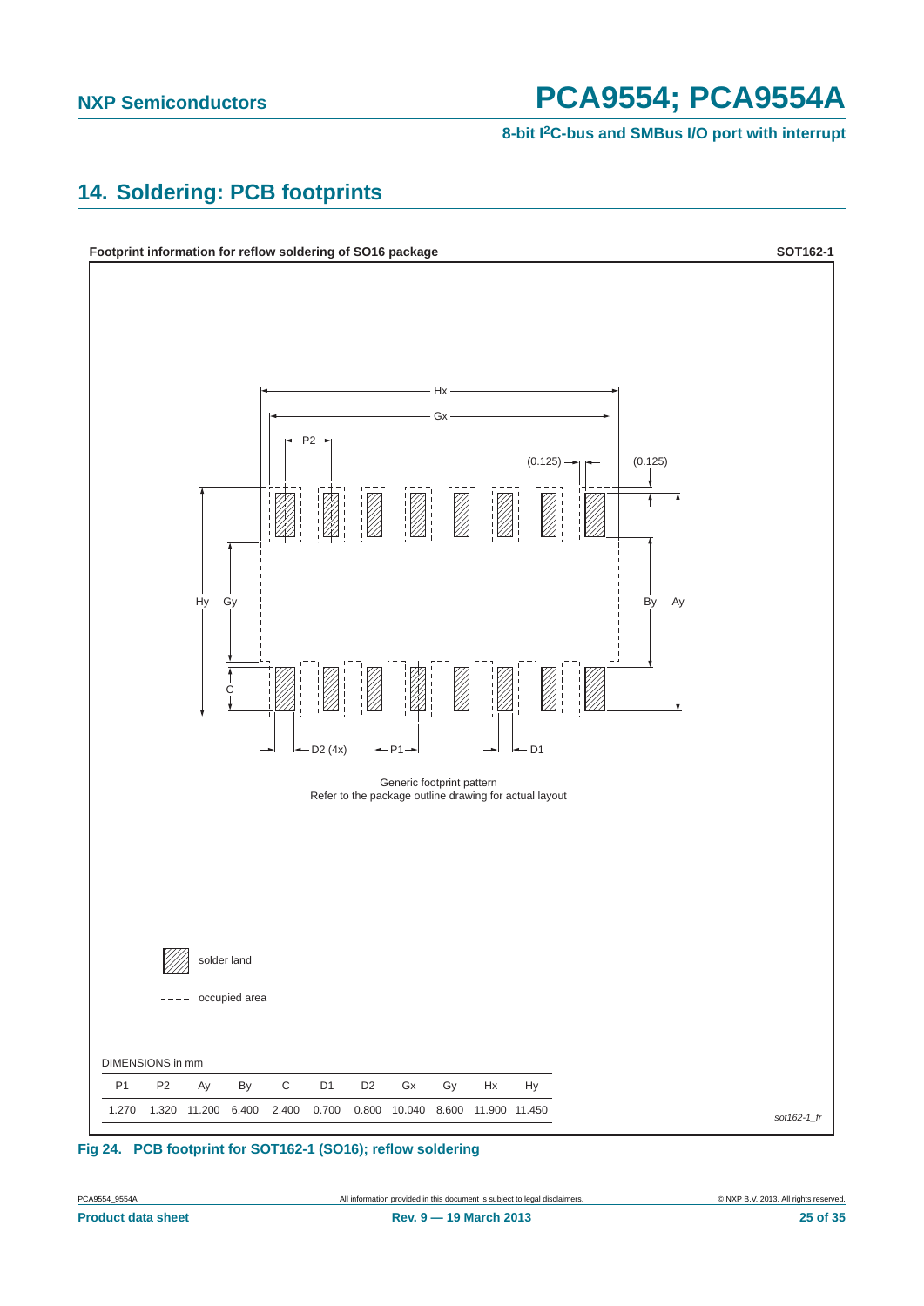## 14. Soldering: PCB footprints

**Footprint information for reflow soldering of SO16 package** **SOT162-1**

Generic footprint pattern
Refer to the package outline drawing for actual layout

solder land

occupied area

DIMENSIONS in mm

| P1 | P2 | Ay | By | C | D1 | D2 | Gx | Gy | Hx | Hy |
|---|---|---|---|---|---|---|---|---|---|---|
| 1.270 | 1.320 | 11.200 | 6.400 | 2.400 | 0.700 | 0.800 | 10.040 | 8.600 | 11.900 | 11.450 |

*sot162-1_fr*

**Fig 24. PCB footprint for SOT162-1 (SO16); reflow soldering**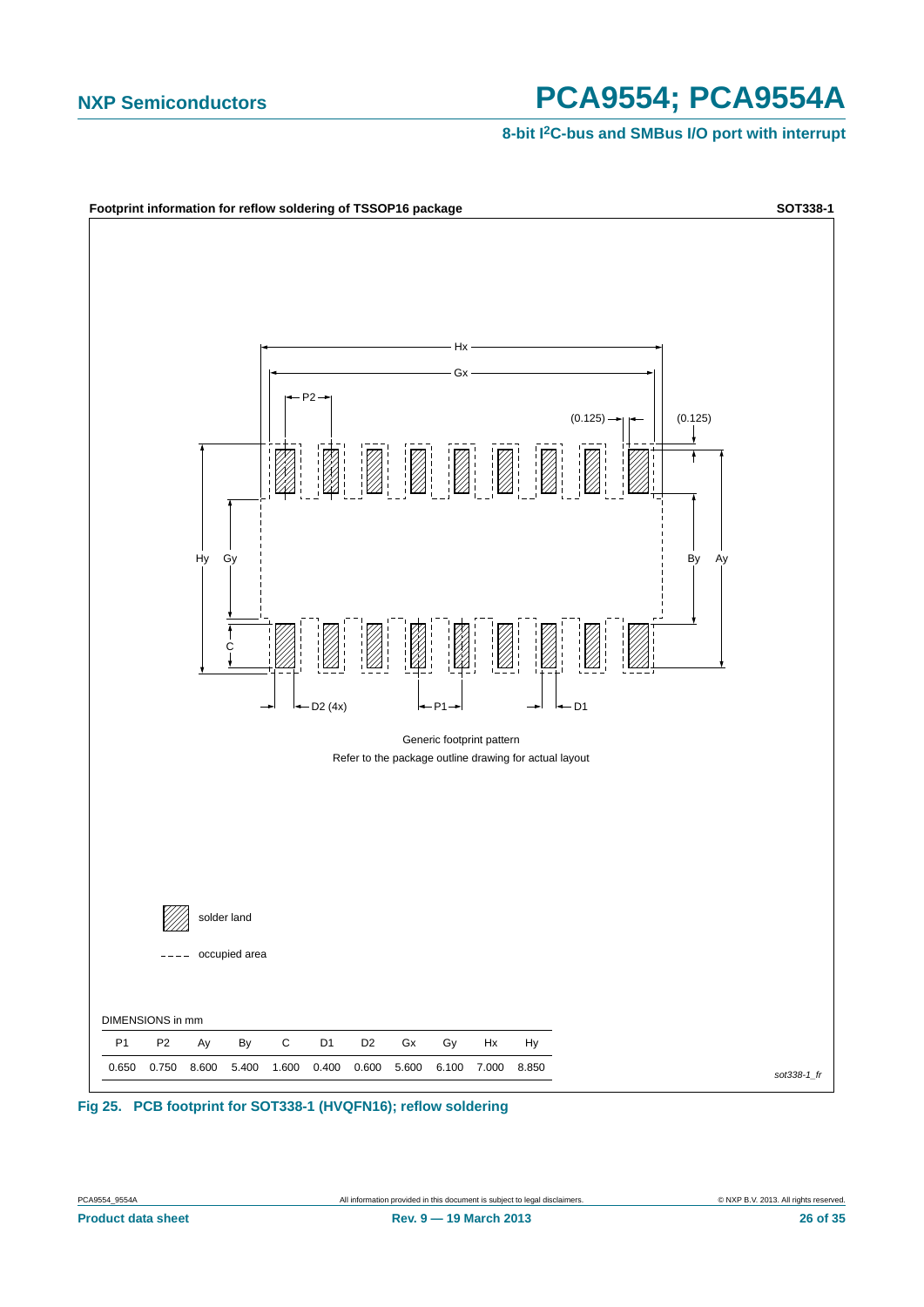**Footprint information for reflow soldering of TSSOP16 package** **SOT338-1**

Generic footprint pattern

Refer to the package outline drawing for actual layout

solder land

occupied area

DIMENSIONS in mm

| P1 | P2 | Ay | By | C | D1 | D2 | Gx | Gy | Hx | Hy |
|---|---|---|---|---|---|---|---|---|---|---|
| 0.650 | 0.750 | 8.600 | 5.400 | 1.600 | 0.400 | 0.600 | 5.600 | 6.100 | 7.000 | 8.850 |

*sot338-1_fr*

**Fig 25. PCB footprint for SOT338-1 (HVQFN16); reflow soldering**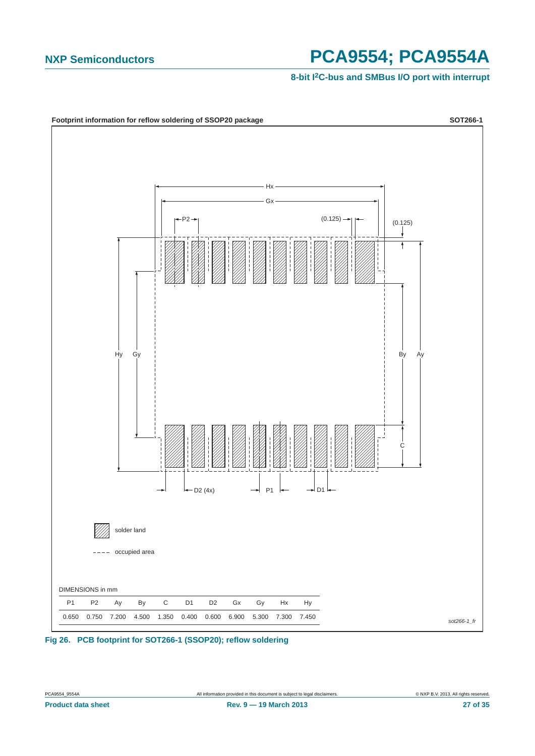**Footprint information for reflow soldering of SSOP20 package** **SOT266-1**

solder land

occupied area

DIMENSIONS in mm

| P1 | P2 | Ay | By | C | D1 | D2 | Gx | Gy | Hx | Hy |
|---|---|---|---|---|---|---|---|---|---|---|
| 0.650 | 0.750 | 7.200 | 4.500 | 1.350 | 0.400 | 0.600 | 6.900 | 5.300 | 7.300 | 7.450 |

*sot266-1_fr*

**Fig 26. PCB footprint for SOT266-1 (SSOP20); reflow soldering**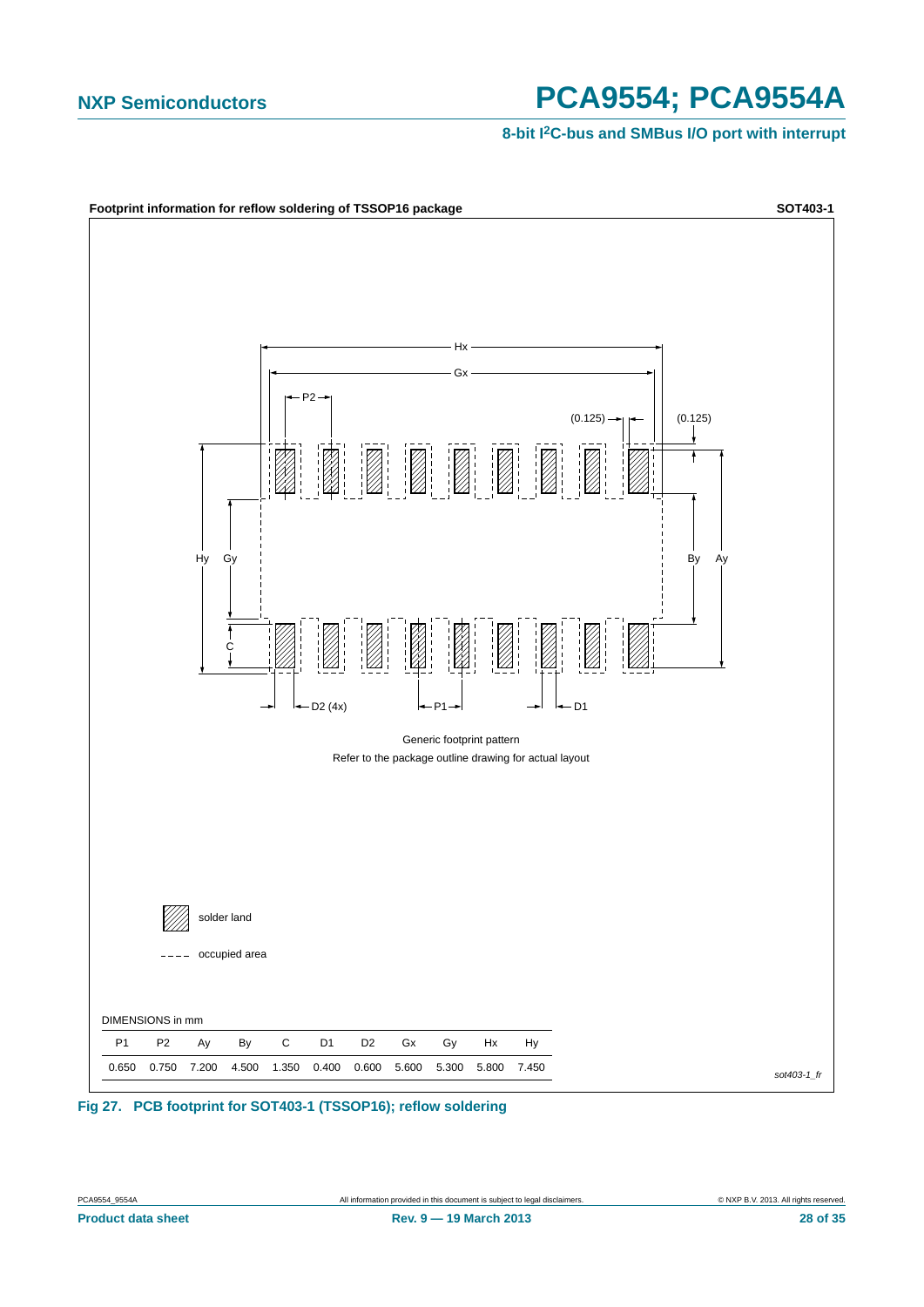**Footprint information for reflow soldering of TSSOP16 package** **SOT403-1**

Generic footprint pattern

Refer to the package outline drawing for actual layout

solder land

occupied area

DIMENSIONS in mm

| P1 | P2 | Ay | By | C | D1 | D2 | Gx | Gy | Hx | Hy |
|---|---|---|---|---|---|---|---|---|---|---|
| 0.650 | 0.750 | 7.200 | 4.500 | 1.350 | 0.400 | 0.600 | 5.600 | 5.300 | 5.800 | 7.450 |

*sot403-1_fr*

**Fig 27. PCB footprint for SOT403-1 (TSSOP16); reflow soldering**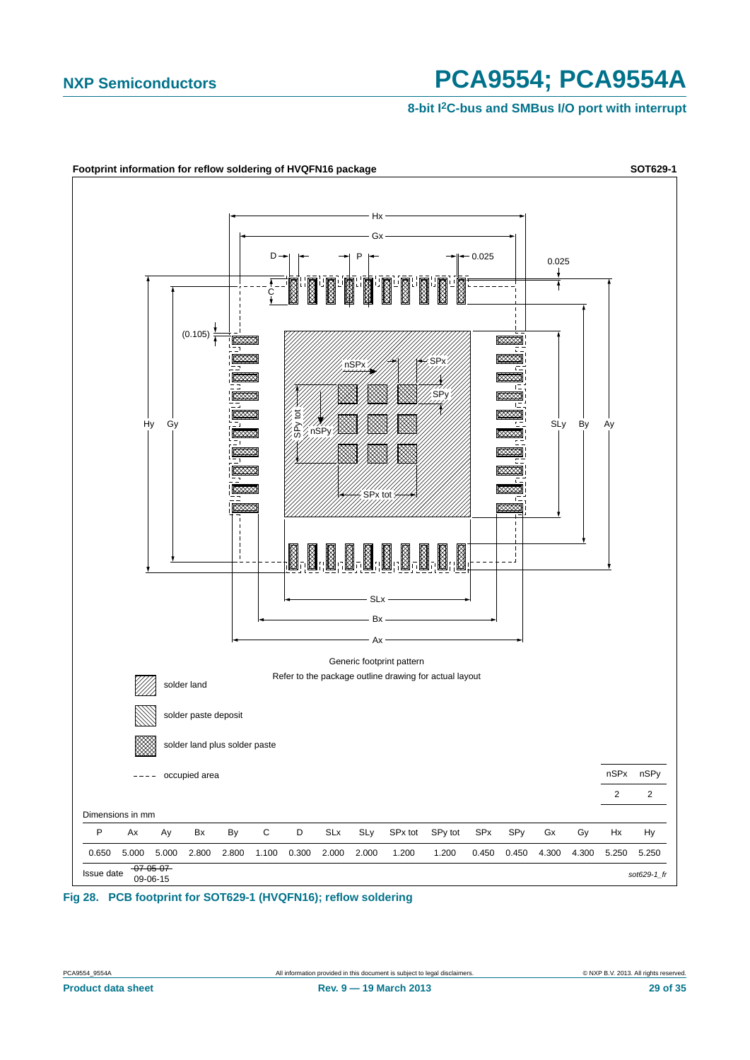**Footprint information for reflow soldering of HVQFN16 package** **SOT629-1**

Generic footprint pattern

Refer to the package outline drawing for actual layout

- solder land
- solder paste deposit
- solder land plus solder paste
- occupied area

| nSPx | nSPy |
|---|---|
| 2 | 2 |

Dimensions in mm

| P | Ax | Ay | Bx | By | C | D | SLx | SLy | SPx tot | SPy tot | SPx | SPy | Gx | Gy | Hx | Hy |
|---|---|---|---|---|---|---|---|---|---|---|---|---|---|---|---|---|
| 0.650 | 5.000 | 5.000 | 2.800 | 2.800 | 1.100 | 0.300 | 2.000 | 2.000 | 1.200 | 1.200 | 0.450 | 0.450 | 4.300 | 4.300 | 5.250 | 5.250 |

Issue date ~~07-05-07~~ 09-06-15

*sot629-1_fr*

**Fig 28. PCB footprint for SOT629-1 (HVQFN16); reflow soldering**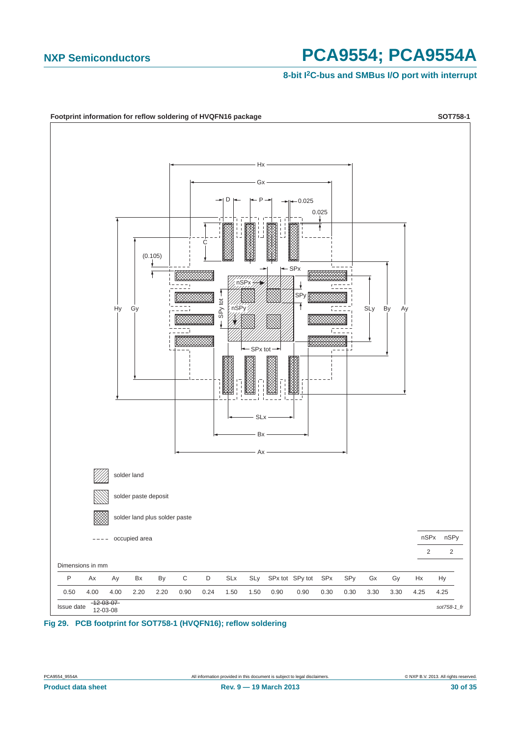**Footprint information for reflow soldering of HVQFN16 package** **SOT758-1**

solder land

solder paste deposit

solder land plus solder paste

---- occupied area

| nSPx | nSPy |
|---|---|
| 2 | 2 |

Dimensions in mm

| P | Ax | Ay | Bx | By | C | D | SLx | SLy | SPx tot | SPy tot | SPx | SPy | Gx | Gy | Hx | Hy |
|---|---|---|---|---|---|---|---|---|---|---|---|---|---|---|---|---|
| 0.50 | 4.00 | 4.00 | 2.20 | 2.20 | 0.90 | 0.24 | 1.50 | 1.50 | 0.90 | 0.90 | 0.30 | 0.30 | 3.30 | 3.30 | 4.25 | 4.25 |

Issue date ~~12-03-07~~ 12-03-08

*sot758-1_fr*

**Fig 29. PCB footprint for SOT758-1 (HVQFN16); reflow soldering**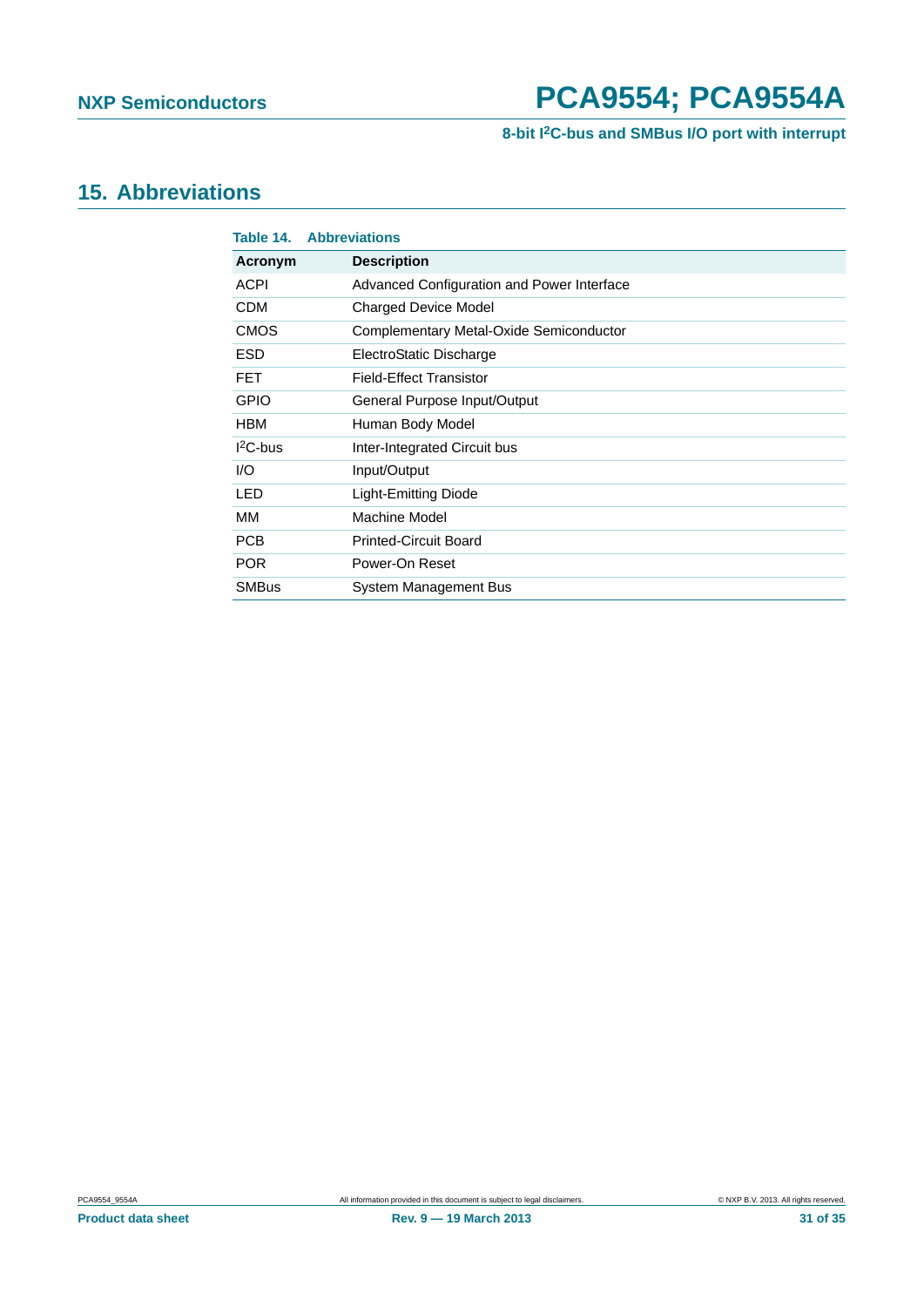## 15. Abbreviations

**Table 14. Abbreviations**

| Acronym | Description |
|---|---|
| ACPI | Advanced Configuration and Power Interface |
| CDM | Charged Device Model |
| CMOS | Complementary Metal-Oxide Semiconductor |
| ESD | ElectroStatic Discharge |
| FET | Field-Effect Transistor |
| GPIO | General Purpose Input/Output |
| HBM | Human Body Model |
| $I^2C$-bus | Inter-Integrated Circuit bus |
| I/O | Input/Output |
| LED | Light-Emitting Diode |
| MM | Machine Model |
| PCB | Printed-Circuit Board |
| POR | Power-On Reset |
| SMBus | System Management Bus |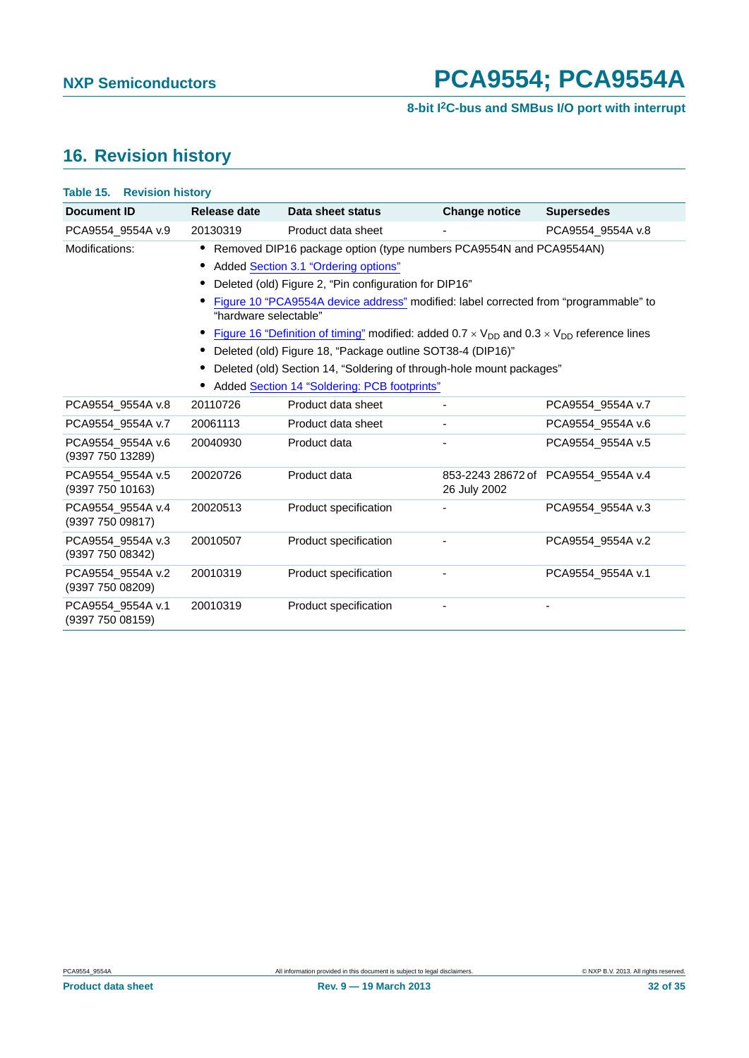## 16. Revision history

**Table 15. Revision history**

| Document ID | Release date | Data sheet status | Change notice | Supersedes |
|---|---|---|---|---|
| PCA9554_9554A v.9 | 20130319 | Product data sheet | - | PCA9554_9554A v.8 |
| Modifications: | • Removed DIP16 package option (type numbers PCA9554N and PCA9554AN)<br>• Added Section 3.1 “Ordering options”<br>• Deleted (old) Figure 2, “Pin configuration for DIP16”<br>• Figure 10 “PCA9554A device address” modified: label corrected from “programmable” to “hardware selectable”<br>• Figure 16 “Definition of timing” modified: added 0.7 × $V_{DD}$ and 0.3 × $V_{DD}$ reference lines<br>• Deleted (old) Figure 18, “Package outline SOT38-4 (DIP16)”<br>• Deleted (old) Section 14, “Soldering of through-hole mount packages”<br>• Added Section 14 “Soldering: PCB footprints” | | | |
| PCA9554_9554A v.8 | 20110726 | Product data sheet | - | PCA9554_9554A v.7 |
| PCA9554_9554A v.7 | 20061113 | Product data sheet | - | PCA9554_9554A v.6 |
| PCA9554_9554A v.6 (9397 750 13289) | 20040930 | Product data | - | PCA9554_9554A v.5 |
| PCA9554_9554A v.5 (9397 750 10163) | 20020726 | Product data | 853-2243 28672 of 26 July 2002 | PCA9554_9554A v.4 |
| PCA9554_9554A v.4 (9397 750 09817) | 20020513 | Product specification | - | PCA9554_9554A v.3 |
| PCA9554_9554A v.3 (9397 750 08342) | 20010507 | Product specification | - | PCA9554_9554A v.2 |
| PCA9554_9554A v.2 (9397 750 08209) | 20010319 | Product specification | - | PCA9554_9554A v.1 |
| PCA9554_9554A v.1 (9397 750 08159) | 20010319 | Product specification | - | - |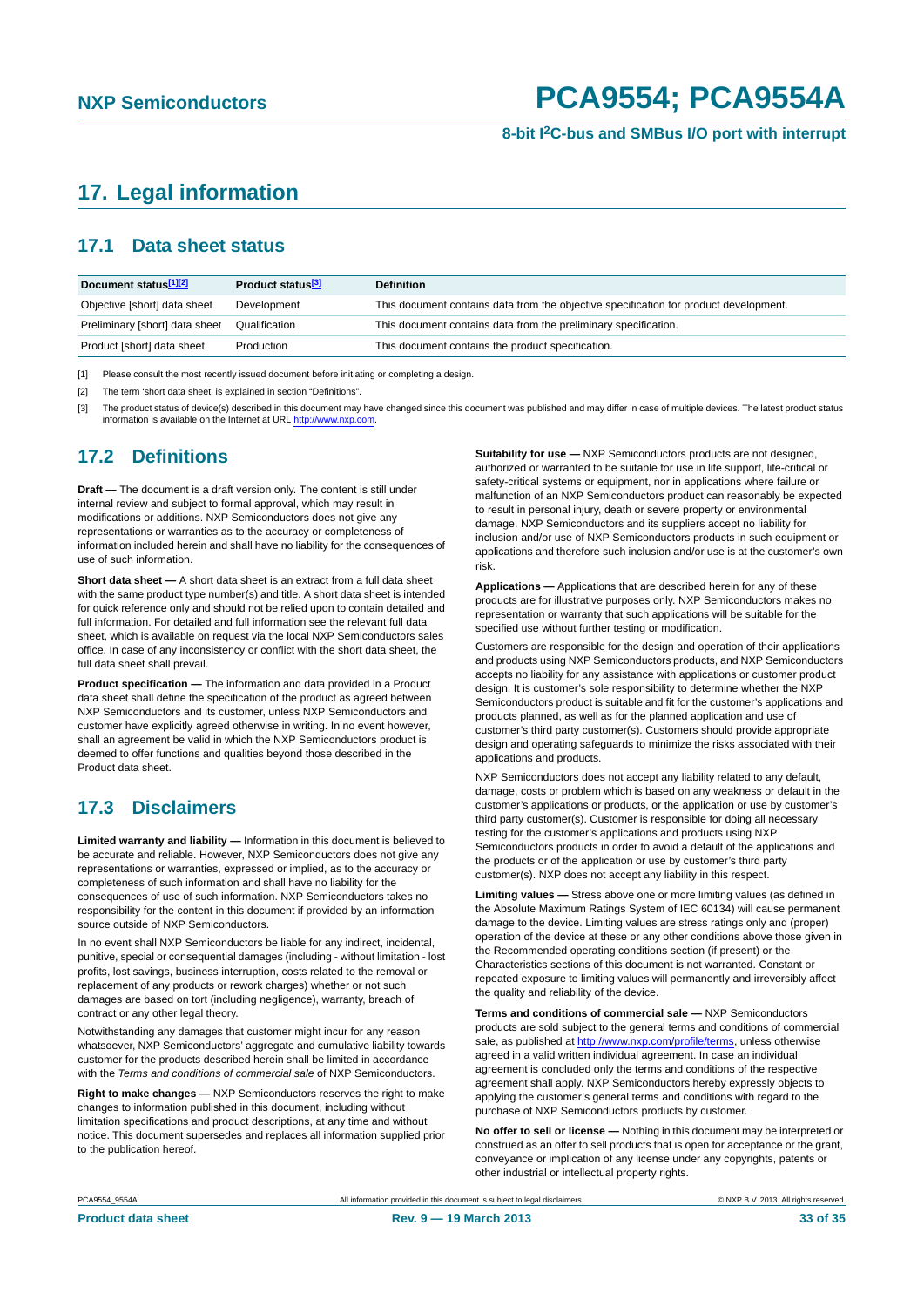# 17. Legal information

## 17.1 Data sheet status

| Document status[1][2] | Product status[3] | Definition |
|---|---|---|
| Objective [short] data sheet | Development | This document contains data from the objective specification for product development. |
| Preliminary [short] data sheet | Qualification | This document contains data from the preliminary specification. |
| Product [short] data sheet | Production | This document contains the product specification. |

[1] Please consult the most recently issued document before initiating or completing a design.

[2] The term 'short data sheet' is explained in section "Definitions".

[3] The product status of device(s) described in this document may have changed since this document was published and may differ in case of multiple devices. The latest product status information is available on the Internet at URL http://www.nxp.com.

## 17.2 Definitions

**Draft —** The document is a draft version only. The content is still under internal review and subject to formal approval, which may result in modifications or additions. NXP Semiconductors does not give any representations or warranties as to the accuracy or completeness of information included herein and shall have no liability for the consequences of use of such information.

**Short data sheet —** A short data sheet is an extract from a full data sheet with the same product type number(s) and title. A short data sheet is intended for quick reference only and should not be relied upon to contain detailed and full information. For detailed and full information see the relevant full data sheet, which is available on request via the local NXP Semiconductors sales office. In case of any inconsistency or conflict with the short data sheet, the full data sheet shall prevail.

**Product specification —** The information and data provided in a Product data sheet shall define the specification of the product as agreed between NXP Semiconductors and its customer, unless NXP Semiconductors and customer have explicitly agreed otherwise in writing. In no event however, shall an agreement be valid in which the NXP Semiconductors product is deemed to offer functions and qualities beyond those described in the Product data sheet.

## 17.3 Disclaimers

**Limited warranty and liability —** Information in this document is believed to be accurate and reliable. However, NXP Semiconductors does not give any representations or warranties, expressed or implied, as to the accuracy or completeness of such information and shall have no liability for the consequences of use of such information. NXP Semiconductors takes no responsibility for the content in this document if provided by an information source outside of NXP Semiconductors.

In no event shall NXP Semiconductors be liable for any indirect, incidental, punitive, special or consequential damages (including - without limitation - lost profits, lost savings, business interruption, costs related to the removal or replacement of any products or rework charges) whether or not such damages are based on tort (including negligence), warranty, breach of contract or any other legal theory.

Notwithstanding any damages that customer might incur for any reason whatsoever, NXP Semiconductors' aggregate and cumulative liability towards customer for the products described herein shall be limited in accordance with the *Terms and conditions of commercial sale* of NXP Semiconductors.

**Right to make changes —** NXP Semiconductors reserves the right to make changes to information published in this document, including without limitation specifications and product descriptions, at any time and without notice. This document supersedes and replaces all information supplied prior to the publication hereof.

**Suitability for use —** NXP Semiconductors products are not designed, authorized or warranted to be suitable for use in life support, life-critical or safety-critical systems or equipment, nor in applications where failure or malfunction of an NXP Semiconductors product can reasonably be expected to result in personal injury, death or severe property or environmental damage. NXP Semiconductors and its suppliers accept no liability for inclusion and/or use of NXP Semiconductors products in such equipment or applications and therefore such inclusion and/or use is at the customer's own risk.

**Applications —** Applications that are described herein for any of these products are for illustrative purposes only. NXP Semiconductors makes no representation or warranty that such applications will be suitable for the specified use without further testing or modification.

Customers are responsible for the design and operation of their applications and products using NXP Semiconductors products, and NXP Semiconductors accepts no liability for any assistance with applications or customer product design. It is customer's sole responsibility to determine whether the NXP Semiconductors product is suitable and fit for the customer's applications and products planned, as well as for the planned application and use of customer's third party customer(s). Customers should provide appropriate design and operating safeguards to minimize the risks associated with their applications and products.

NXP Semiconductors does not accept any liability related to any default, damage, costs or problem which is based on any weakness or default in the customer's applications or products, or the application or use by customer's third party customer(s). Customer is responsible for doing all necessary testing for the customer's applications and products using NXP Semiconductors products in order to avoid a default of the applications and the products or of the application or use by customer's third party customer(s). NXP does not accept any liability in this respect.

**Limiting values —** Stress above one or more limiting values (as defined in the Absolute Maximum Ratings System of IEC 60134) will cause permanent damage to the device. Limiting values are stress ratings only and (proper) operation of the device at these or any other conditions above those given in the Recommended operating conditions section (if present) or the Characteristics sections of this document is not warranted. Constant or repeated exposure to limiting values will permanently and irreversibly affect the quality and reliability of the device.

**Terms and conditions of commercial sale —** NXP Semiconductors products are sold subject to the general terms and conditions of commercial sale, as published at http://www.nxp.com/profile/terms, unless otherwise agreed in a valid written individual agreement. In case an individual agreement is concluded only the terms and conditions of the respective agreement shall apply. NXP Semiconductors hereby expressly objects to applying the customer's general terms and conditions with regard to the purchase of NXP Semiconductors products by customer.

**No offer to sell or license —** Nothing in this document may be interpreted or construed as an offer to sell products that is open for acceptance or the grant, conveyance or implication of any license under any copyrights, patents or other industrial or intellectual property rights.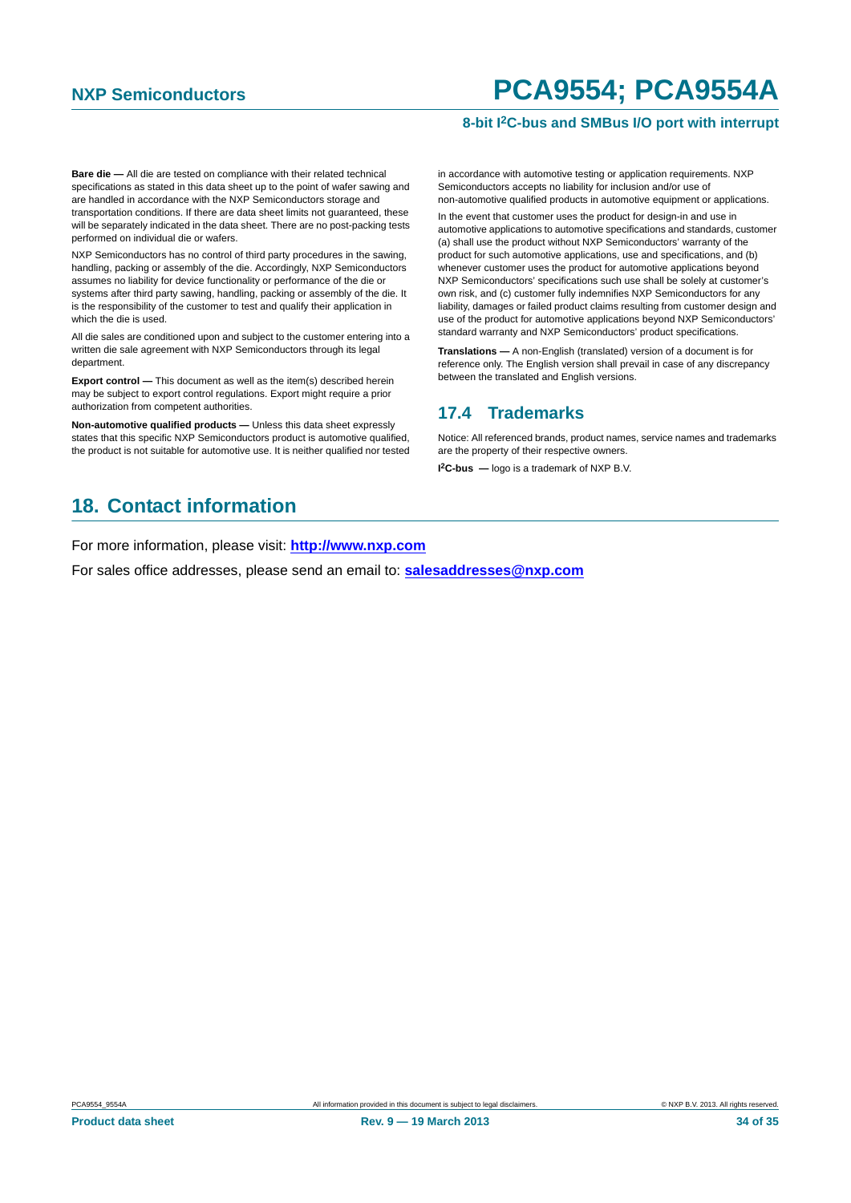**Bare die —** All die are tested on compliance with their related technical specifications as stated in this data sheet up to the point of wafer sawing and are handled in accordance with the NXP Semiconductors storage and transportation conditions. If there are data sheet limits not guaranteed, these will be separately indicated in the data sheet. There are no post-packing tests performed on individual die or wafers.

NXP Semiconductors has no control of third party procedures in the sawing, handling, packing or assembly of the die. Accordingly, NXP Semiconductors assumes no liability for device functionality or performance of the die or systems after third party sawing, handling, packing or assembly of the die. It is the responsibility of the customer to test and qualify their application in which the die is used.

All die sales are conditioned upon and subject to the customer entering into a written die sale agreement with NXP Semiconductors through its legal department.

**Export control —** This document as well as the item(s) described herein may be subject to export control regulations. Export might require a prior authorization from competent authorities.

**Non-automotive qualified products —** Unless this data sheet expressly states that this specific NXP Semiconductors product is automotive qualified, the product is not suitable for automotive use. It is neither qualified nor tested in accordance with automotive testing or application requirements. NXP Semiconductors accepts no liability for inclusion and/or use of non-automotive qualified products in automotive equipment or applications.

In the event that customer uses the product for design-in and use in automotive applications to automotive specifications and standards, customer (a) shall use the product without NXP Semiconductors' warranty of the product for such automotive applications, use and specifications, and (b) whenever customer uses the product for automotive applications beyond NXP Semiconductors' specifications such use shall be solely at customer's own risk, and (c) customer fully indemnifies NXP Semiconductors for any liability, damages or failed product claims resulting from customer design and use of the product for automotive applications beyond NXP Semiconductors' standard warranty and NXP Semiconductors' product specifications.

**Translations —** A non-English (translated) version of a document is for reference only. The English version shall prevail in case of any discrepancy between the translated and English versions.

## 17.4 Trademarks

Notice: All referenced brands, product names, service names and trademarks are the property of their respective owners.

**I²C-bus —** logo is a trademark of NXP B.V.

# 18. Contact information

For more information, please visit: **http://www.nxp.com**

For sales office addresses, please send an email to: **salesaddresses@nxp.com**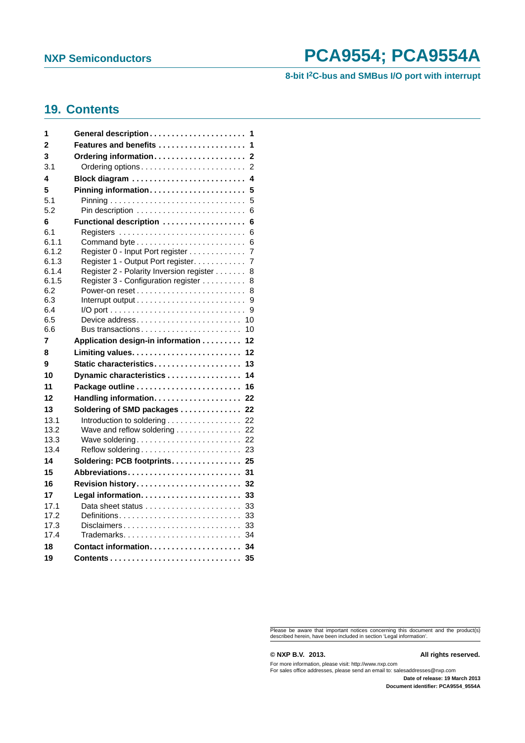## 19. Contents

| | | |
|---|---|---|
| **1** | **General description** | **1** |
| **2** | **Features and benefits** | **1** |
| **3** | **Ordering information** | **2** |
| 3.1 | Ordering options | 2 |
| **4** | **Block diagram** | **4** |
| **5** | **Pinning information** | **5** |
| 5.1 | Pinning | 5 |
| 5.2 | Pin description | 6 |
| **6** | **Functional description** | **6** |
| 6.1 | Registers | 6 |
| 6.1.1 | Command byte | 6 |
| 6.1.2 | Register 0 - Input Port register | 7 |
| 6.1.3 | Register 1 - Output Port register | 7 |
| 6.1.4 | Register 2 - Polarity Inversion register | 8 |
| 6.1.5 | Register 3 - Configuration register | 8 |
| 6.2 | Power-on reset | 8 |
| 6.3 | Interrupt output | 9 |
| 6.4 | I/O port | 9 |
| 6.5 | Device address | 10 |
| 6.6 | Bus transactions | 10 |
| **7** | **Application design-in information** | **12** |
| **8** | **Limiting values** | **12** |
| **9** | **Static characteristics** | **13** |
| **10** | **Dynamic characteristics** | **14** |
| **11** | **Package outline** | **16** |
| **12** | **Handling information** | **22** |
| **13** | **Soldering of SMD packages** | **22** |
| 13.1 | Introduction to soldering | 22 |
| 13.2 | Wave and reflow soldering | 22 |
| 13.3 | Wave soldering | 22 |
| 13.4 | Reflow soldering | 23 |
| **14** | **Soldering: PCB footprints** | **25** |
| **15** | **Abbreviations** | **31** |
| **16** | **Revision history** | **32** |
| **17** | **Legal information** | **33** |
| 17.1 | Data sheet status | 33 |
| 17.2 | Definitions | 33 |
| 17.3 | Disclaimers | 33 |
| 17.4 | Trademarks | 34 |
| **18** | **Contact information** | **34** |
| **19** | **Contents** | **35** |

Please be aware that important notices concerning this document and the product(s) described herein, have been included in section 'Legal information'.

**© NXP B.V. 2013. All rights reserved.**

For more information, please visit: http://www.nxp.com
For sales office addresses, please send an email to: salesaddresses@nxp.com

**Date of release: 19 March 2013**
**Document identifier: PCA9554_9554A**